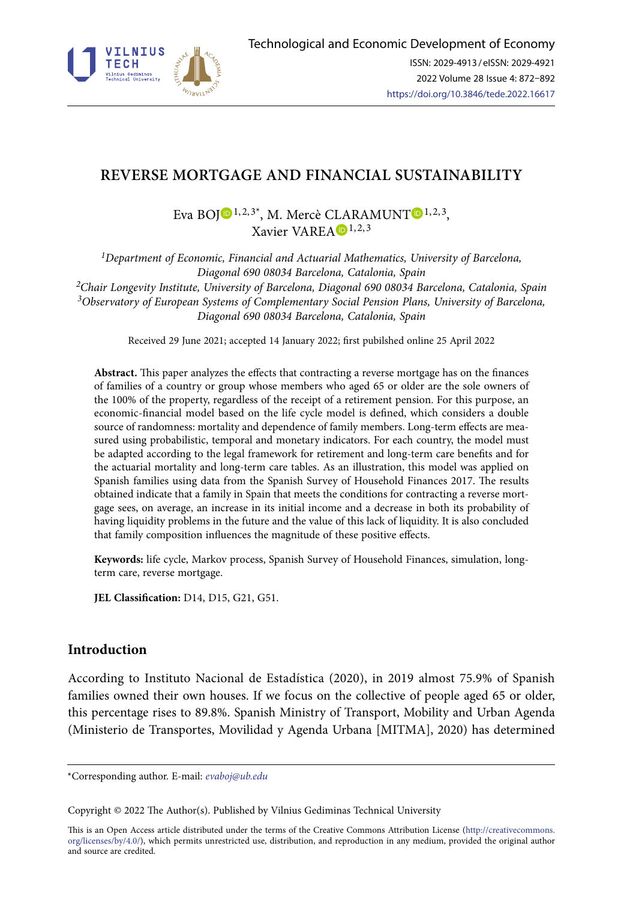# REVERSE MORTGAGE AND FINANCIAL SUSTAINABILITY

Eva BOJ[1,2,3*], M. Mercè CLARAMUNT[1,2,3], Xavier VAREA[1,2,3]

*[1]Department of Economic, Financial and Actuarial Mathematics, University of Barcelona, Diagonal 690 08034 Barcelona, Catalonia, Spain*
*[2]Chair Longevity Institute, University of Barcelona, Diagonal 690 08034 Barcelona, Catalonia, Spain*
*[3]Observatory of European Systems of Complementary Social Pension Plans, University of Barcelona, Diagonal 690 08034 Barcelona, Catalonia, Spain*

Received 29 June 2021; accepted 14 January 2022; first pubilshed online 25 April 2022

**Abstract.** This paper analyzes the effects that contracting a reverse mortgage has on the finances of families of a country or group whose members who aged 65 or older are the sole owners of the 100% of the property, regardless of the receipt of a retirement pension. For this purpose, an economic-financial model based on the life cycle model is defined, which considers a double source of randomness: mortality and dependence of family members. Long-term effects are measured using probabilistic, temporal and monetary indicators. For each country, the model must be adapted according to the legal framework for retirement and long-term care benefits and for the actuarial mortality and long-term care tables. As an illustration, this model was applied on Spanish families using data from the Spanish Survey of Household Finances 2017. The results obtained indicate that a family in Spain that meets the conditions for contracting a reverse mortgage sees, on average, an increase in its initial income and a decrease in both its probability of having liquidity problems in the future and the value of this lack of liquidity. It is also concluded that family composition influences the magnitude of these positive effects.

**Keywords:** life cycle, Markov process, Spanish Survey of Household Finances, simulation, long-term care, reverse mortgage.

**JEL Classification:** D14, D15, G21, G51.

## Introduction

According to Instituto Nacional de Estadística (2020), in 2019 almost 75.9% of Spanish families owned their own houses. If we focus on the collective of people aged 65 or older, this percentage rises to 89.8%. Spanish Ministry of Transport, Mobility and Urban Agenda (Ministerio de Transportes, Movilidad y Agenda Urbana [MITMA], 2020) has determined

---

*Corresponding author. E-mail: *evaboj@ub.edu*

Copyright © 2022 The Author(s). Published by Vilnius Gediminas Technical University

This is an Open Access article distributed under the terms of the Creative Commons Attribution License (http://creativecommons.org/licenses/by/4.0/), which permits unrestricted use, distribution, and reproduction in any medium, provided the original author and source are credited.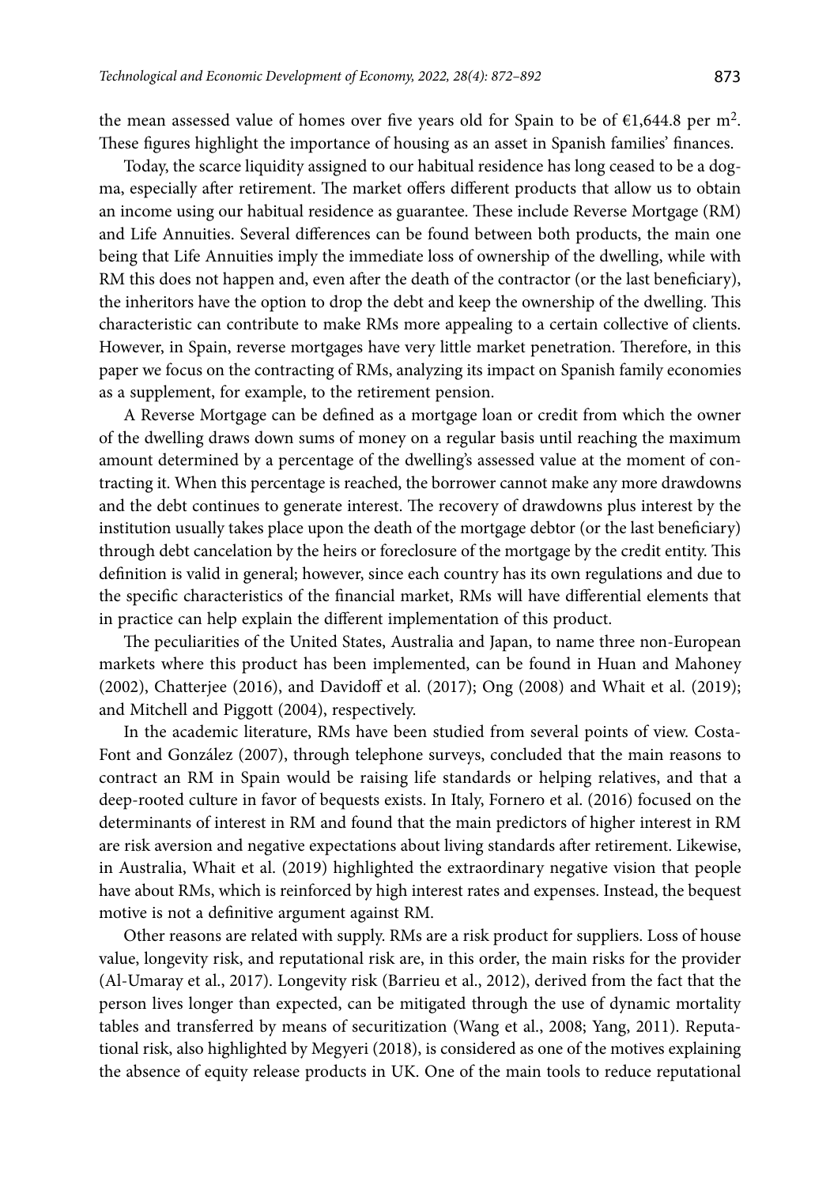the mean assessed value of homes over five years old for Spain to be of €1,644.8 per m$^2$. These figures highlight the importance of housing as an asset in Spanish families' finances.

Today, the scarce liquidity assigned to our habitual residence has long ceased to be a dogma, especially after retirement. The market offers different products that allow us to obtain an income using our habitual residence as guarantee. These include Reverse Mortgage (RM) and Life Annuities. Several differences can be found between both products, the main one being that Life Annuities imply the immediate loss of ownership of the dwelling, while with RM this does not happen and, even after the death of the contractor (or the last beneficiary), the inheritors have the option to drop the debt and keep the ownership of the dwelling. This characteristic can contribute to make RMs more appealing to a certain collective of clients. However, in Spain, reverse mortgages have very little market penetration. Therefore, in this paper we focus on the contracting of RMs, analyzing its impact on Spanish family economies as a supplement, for example, to the retirement pension.

A Reverse Mortgage can be defined as a mortgage loan or credit from which the owner of the dwelling draws down sums of money on a regular basis until reaching the maximum amount determined by a percentage of the dwelling's assessed value at the moment of contracting it. When this percentage is reached, the borrower cannot make any more drawdowns and the debt continues to generate interest. The recovery of drawdowns plus interest by the institution usually takes place upon the death of the mortgage debtor (or the last beneficiary) through debt cancelation by the heirs or foreclosure of the mortgage by the credit entity. This definition is valid in general; however, since each country has its own regulations and due to the specific characteristics of the financial market, RMs will have differential elements that in practice can help explain the different implementation of this product.

The peculiarities of the United States, Australia and Japan, to name three non-European markets where this product has been implemented, can be found in Huan and Mahoney (2002), Chatterjee (2016), and Davidoff et al. (2017); Ong (2008) and Whait et al. (2019); and Mitchell and Piggott (2004), respectively.

In the academic literature, RMs have been studied from several points of view. Costa-Font and González (2007), through telephone surveys, concluded that the main reasons to contract an RM in Spain would be raising life standards or helping relatives, and that a deep-rooted culture in favor of bequests exists. In Italy, Fornero et al. (2016) focused on the determinants of interest in RM and found that the main predictors of higher interest in RM are risk aversion and negative expectations about living standards after retirement. Likewise, in Australia, Whait et al. (2019) highlighted the extraordinary negative vision that people have about RMs, which is reinforced by high interest rates and expenses. Instead, the bequest motive is not a definitive argument against RM.

Other reasons are related with supply. RMs are a risk product for suppliers. Loss of house value, longevity risk, and reputational risk are, in this order, the main risks for the provider (Al-Umaray et al., 2017). Longevity risk (Barrieu et al., 2012), derived from the fact that the person lives longer than expected, can be mitigated through the use of dynamic mortality tables and transferred by means of securitization (Wang et al., 2008; Yang, 2011). Reputational risk, also highlighted by Megyeri (2018), is considered as one of the motives explaining the absence of equity release products in UK. One of the main tools to reduce reputational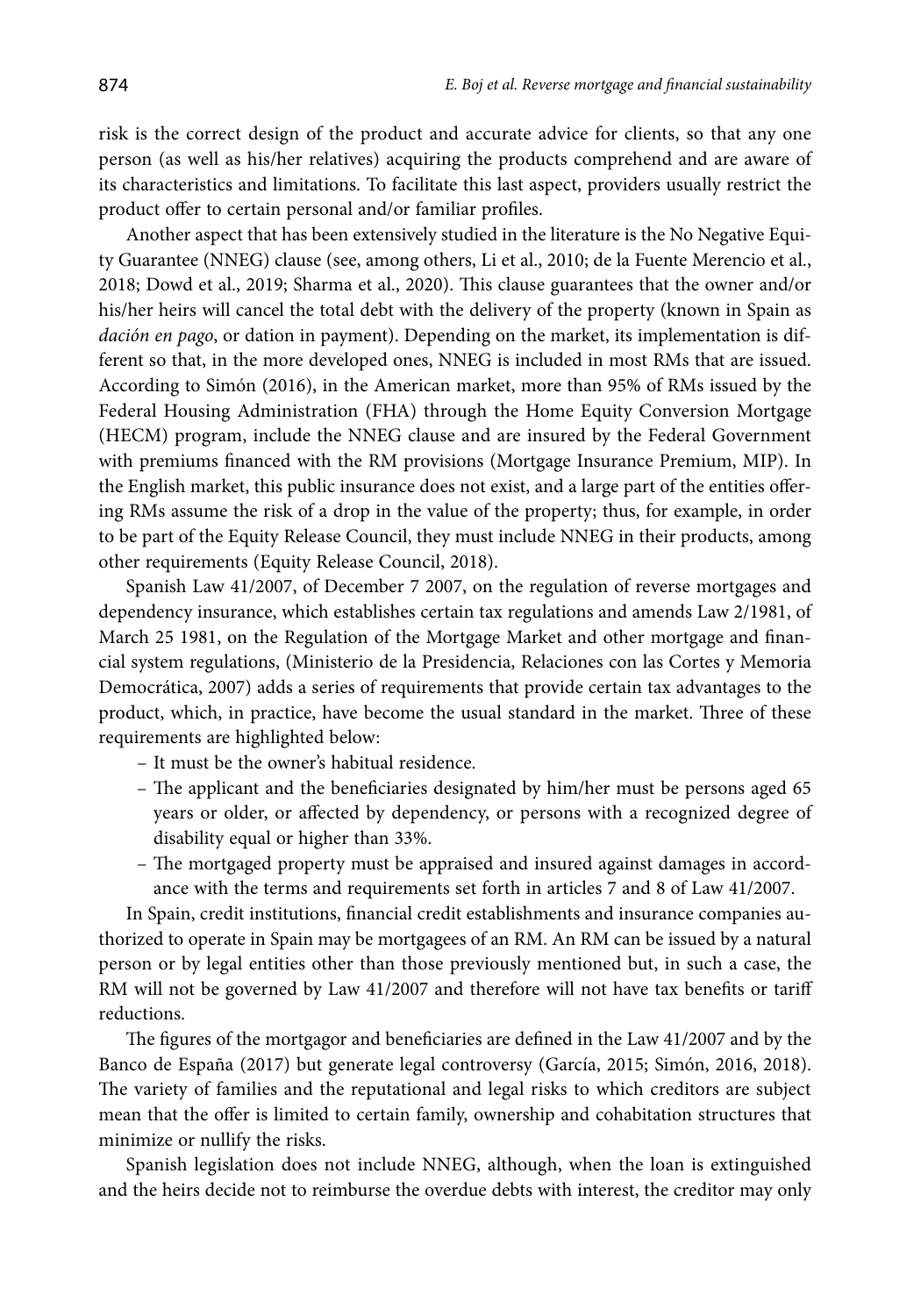risk is the correct design of the product and accurate advice for clients, so that any one person (as well as his/her relatives) acquiring the products comprehend and are aware of its characteristics and limitations. To facilitate this last aspect, providers usually restrict the product offer to certain personal and/or familiar profiles.

Another aspect that has been extensively studied in the literature is the No Negative Equity Guarantee (NNEG) clause (see, among others, Li et al., 2010; de la Fuente Merencio et al., 2018; Dowd et al., 2019; Sharma et al., 2020). This clause guarantees that the owner and/or his/her heirs will cancel the total debt with the delivery of the property (known in Spain as *dación en pago*, or dation in payment). Depending on the market, its implementation is different so that, in the more developed ones, NNEG is included in most RMs that are issued. According to Simón (2016), in the American market, more than 95% of RMs issued by the Federal Housing Administration (FHA) through the Home Equity Conversion Mortgage (HECM) program, include the NNEG clause and are insured by the Federal Government with premiums financed with the RM provisions (Mortgage Insurance Premium, MIP). In the English market, this public insurance does not exist, and a large part of the entities offering RMs assume the risk of a drop in the value of the property; thus, for example, in order to be part of the Equity Release Council, they must include NNEG in their products, among other requirements (Equity Release Council, 2018).

Spanish Law 41/2007, of December 7 2007, on the regulation of reverse mortgages and dependency insurance, which establishes certain tax regulations and amends Law 2/1981, of March 25 1981, on the Regulation of the Mortgage Market and other mortgage and financial system regulations, (Ministerio de la Presidencia, Relaciones con las Cortes y Memoria Democrática, 2007) adds a series of requirements that provide certain tax advantages to the product, which, in practice, have become the usual standard in the market. Three of these requirements are highlighted below:

- It must be the owner's habitual residence.
- The applicant and the beneficiaries designated by him/her must be persons aged 65 years or older, or affected by dependency, or persons with a recognized degree of disability equal or higher than 33%.
- The mortgaged property must be appraised and insured against damages in accordance with the terms and requirements set forth in articles 7 and 8 of Law 41/2007.

In Spain, credit institutions, financial credit establishments and insurance companies authorized to operate in Spain may be mortgagees of an RM. An RM can be issued by a natural person or by legal entities other than those previously mentioned but, in such a case, the RM will not be governed by Law 41/2007 and therefore will not have tax benefits or tariff reductions.

The figures of the mortgagor and beneficiaries are defined in the Law 41/2007 and by the Banco de España (2017) but generate legal controversy (García, 2015; Simón, 2016, 2018). The variety of families and the reputational and legal risks to which creditors are subject mean that the offer is limited to certain family, ownership and cohabitation structures that minimize or nullify the risks.

Spanish legislation does not include NNEG, although, when the loan is extinguished and the heirs decide not to reimburse the overdue debts with interest, the creditor may only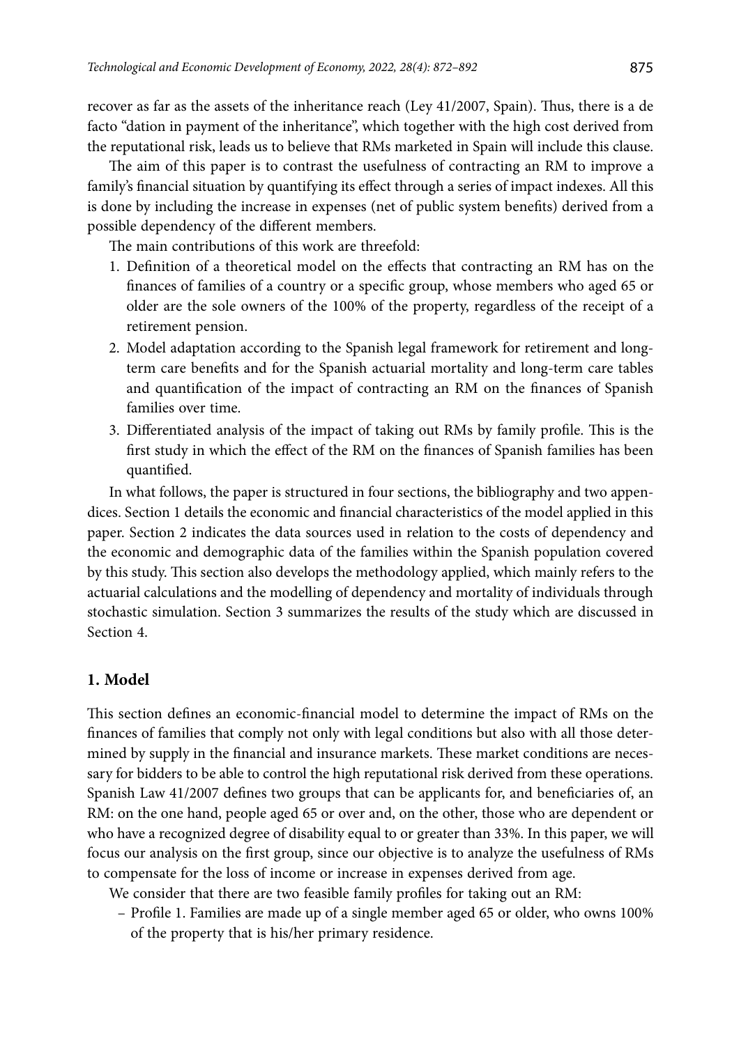recover as far as the assets of the inheritance reach (Ley 41/2007, Spain). Thus, there is a de facto "dation in payment of the inheritance", which together with the high cost derived from the reputational risk, leads us to believe that RMs marketed in Spain will include this clause.

The aim of this paper is to contrast the usefulness of contracting an RM to improve a family's financial situation by quantifying its effect through a series of impact indexes. All this is done by including the increase in expenses (net of public system benefits) derived from a possible dependency of the different members.

The main contributions of this work are threefold:

1. Definition of a theoretical model on the effects that contracting an RM has on the finances of families of a country or a specific group, whose members who aged 65 or older are the sole owners of the 100% of the property, regardless of the receipt of a retirement pension.
2. Model adaptation according to the Spanish legal framework for retirement and long-term care benefits and for the Spanish actuarial mortality and long-term care tables and quantification of the impact of contracting an RM on the finances of Spanish families over time.
3. Differentiated analysis of the impact of taking out RMs by family profile. This is the first study in which the effect of the RM on the finances of Spanish families has been quantified.

In what follows, the paper is structured in four sections, the bibliography and two appendices. Section 1 details the economic and financial characteristics of the model applied in this paper. Section 2 indicates the data sources used in relation to the costs of dependency and the economic and demographic data of the families within the Spanish population covered by this study. This section also develops the methodology applied, which mainly refers to the actuarial calculations and the modelling of dependency and mortality of individuals through stochastic simulation. Section 3 summarizes the results of the study which are discussed in Section 4.

## 1. Model

This section defines an economic-financial model to determine the impact of RMs on the finances of families that comply not only with legal conditions but also with all those determined by supply in the financial and insurance markets. These market conditions are necessary for bidders to be able to control the high reputational risk derived from these operations. Spanish Law 41/2007 defines two groups that can be applicants for, and beneficiaries of, an RM: on the one hand, people aged 65 or over and, on the other, those who are dependent or who have a recognized degree of disability equal to or greater than 33%. In this paper, we will focus our analysis on the first group, since our objective is to analyze the usefulness of RMs to compensate for the loss of income or increase in expenses derived from age.

We consider that there are two feasible family profiles for taking out an RM:

- Profile 1. Families are made up of a single member aged 65 or older, who owns 100% of the property that is his/her primary residence.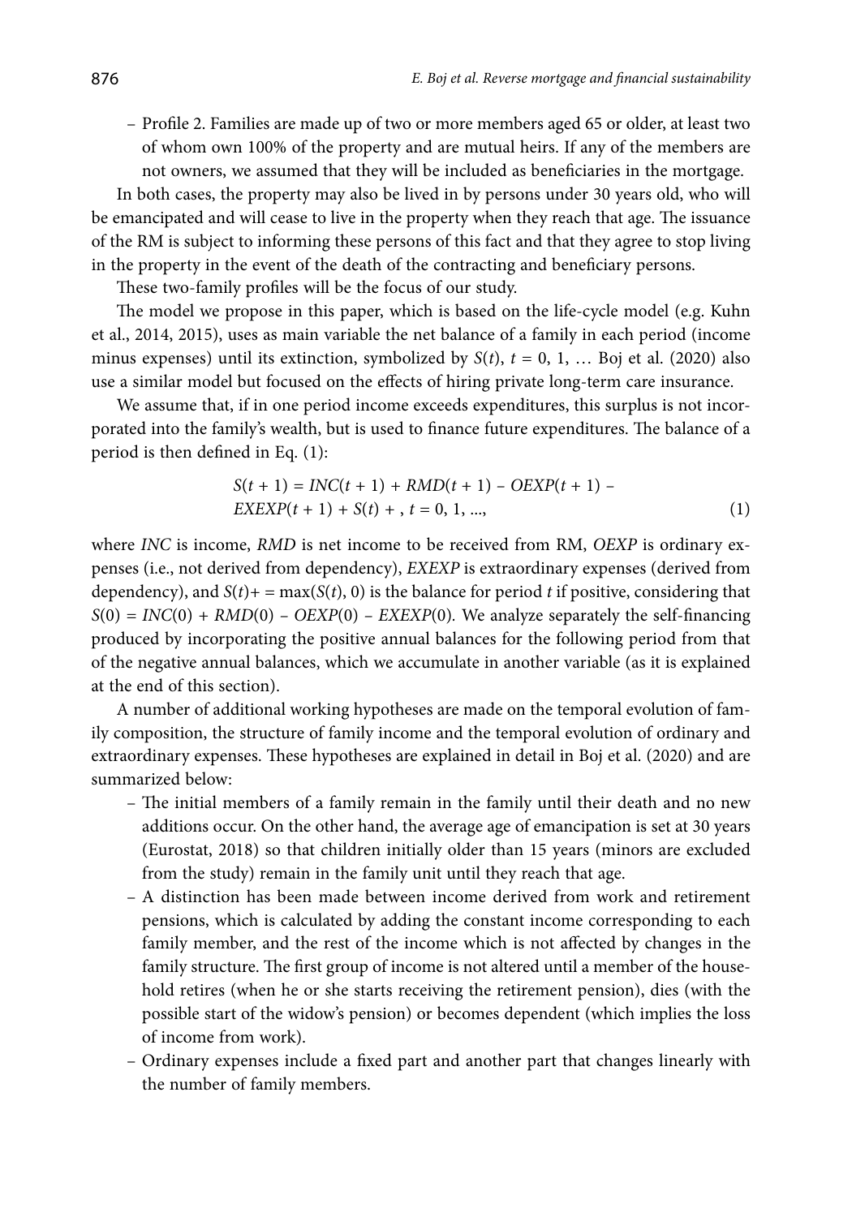– Profile 2. Families are made up of two or more members aged 65 or older, at least two of whom own 100% of the property and are mutual heirs. If any of the members are not owners, we assumed that they will be included as beneficiaries in the mortgage.

In both cases, the property may also be lived in by persons under 30 years old, who will be emancipated and will cease to live in the property when they reach that age. The issuance of the RM is subject to informing these persons of this fact and that they agree to stop living in the property in the event of the death of the contracting and beneficiary persons.

These two-family profiles will be the focus of our study.

The model we propose in this paper, which is based on the life-cycle model (e.g. Kuhn et al., 2014, 2015), uses as main variable the net balance of a family in each period (income minus expenses) until its extinction, symbolized by $S(t)$, $t = 0, 1, \ldots$ Boj et al. (2020) also use a similar model but focused on the effects of hiring private long-term care insurance.

We assume that, if in one period income exceeds expenditures, this surplus is not incorporated into the family's wealth, but is used to finance future expenditures. The balance of a period is then defined in Eq. (1):

$$S(t+1) = INC(t+1) + RMD(t+1) - OEXP(t+1) - EXEXP(t+1) + S(t)+, \ t = 0, 1, \ldots, \tag{1}$$

where *INC* is income, *RMD* is net income to be received from RM, *OEXP* is ordinary expenses (i.e., not derived from dependency), *EXEXP* is extraordinary expenses (derived from dependency), and $S(t)+ = \max(S(t), 0)$ is the balance for period $t$ if positive, considering that $S(0) = INC(0) + RMD(0) - OEXP(0) - EXEXP(0)$. We analyze separately the self-financing produced by incorporating the positive annual balances for the following period from that of the negative annual balances, which we accumulate in another variable (as it is explained at the end of this section).

A number of additional working hypotheses are made on the temporal evolution of family composition, the structure of family income and the temporal evolution of ordinary and extraordinary expenses. These hypotheses are explained in detail in Boj et al. (2020) and are summarized below:

- The initial members of a family remain in the family until their death and no new additions occur. On the other hand, the average age of emancipation is set at 30 years (Eurostat, 2018) so that children initially older than 15 years (minors are excluded from the study) remain in the family unit until they reach that age.
- A distinction has been made between income derived from work and retirement pensions, which is calculated by adding the constant income corresponding to each family member, and the rest of the income which is not affected by changes in the family structure. The first group of income is not altered until a member of the household retires (when he or she starts receiving the retirement pension), dies (with the possible start of the widow's pension) or becomes dependent (which implies the loss of income from work).
- Ordinary expenses include a fixed part and another part that changes linearly with the number of family members.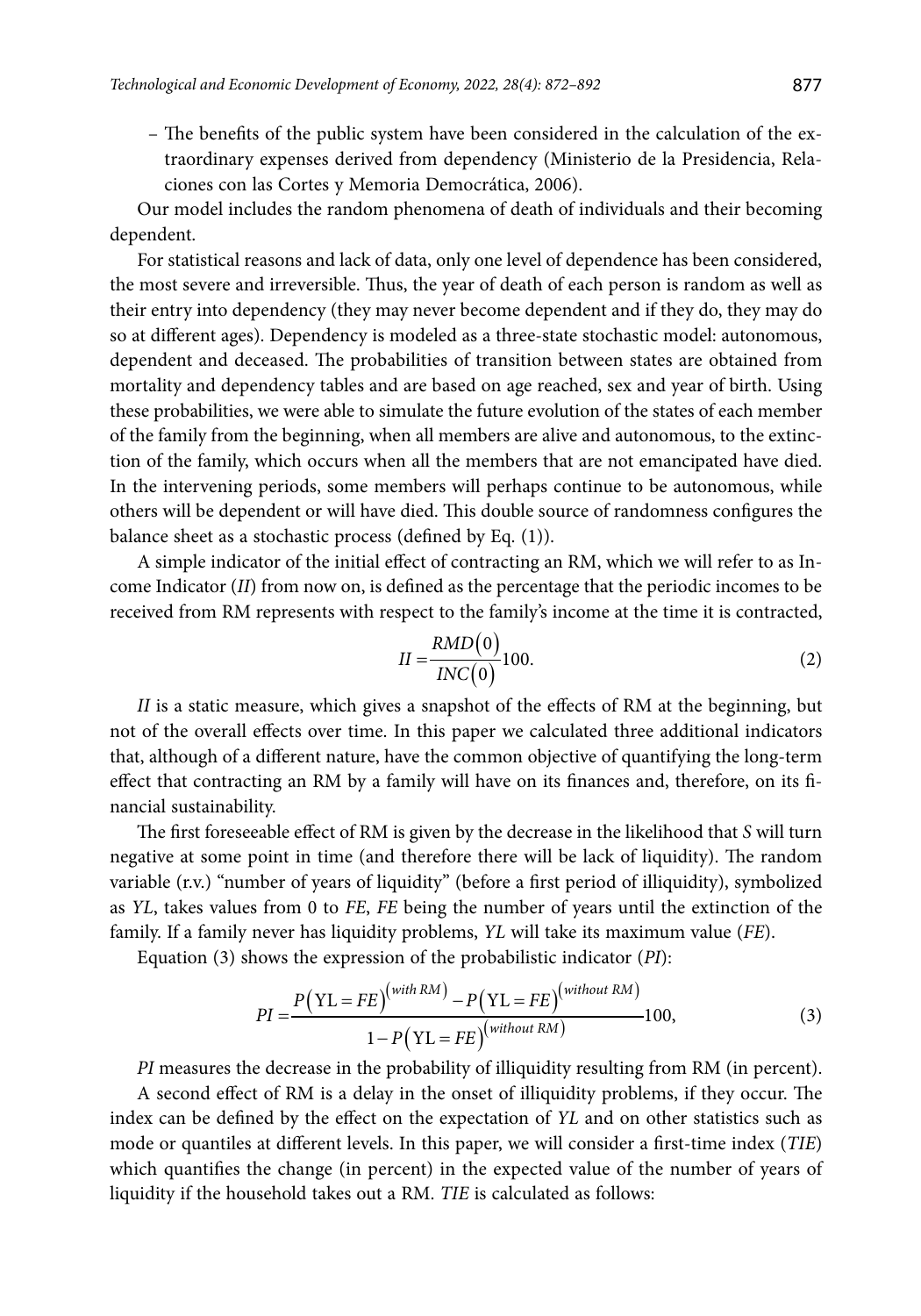– The benefits of the public system have been considered in the calculation of the extraordinary expenses derived from dependency (Ministerio de la Presidencia, Relaciones con las Cortes y Memoria Democrática, 2006).

Our model includes the random phenomena of death of individuals and their becoming dependent.

For statistical reasons and lack of data, only one level of dependence has been considered, the most severe and irreversible. Thus, the year of death of each person is random as well as their entry into dependency (they may never become dependent and if they do, they may do so at different ages). Dependency is modeled as a three-state stochastic model: autonomous, dependent and deceased. The probabilities of transition between states are obtained from mortality and dependency tables and are based on age reached, sex and year of birth. Using these probabilities, we were able to simulate the future evolution of the states of each member of the family from the beginning, when all members are alive and autonomous, to the extinction of the family, which occurs when all the members that are not emancipated have died. In the intervening periods, some members will perhaps continue to be autonomous, while others will be dependent or will have died. This double source of randomness configures the balance sheet as a stochastic process (defined by Eq. (1)).

A simple indicator of the initial effect of contracting an RM, which we will refer to as Income Indicator (*II*) from now on, is defined as the percentage that the periodic incomes to be received from RM represents with respect to the family's income at the time it is contracted,

$$II = \frac{RMD(0)}{INC(0)}100. \tag{2}$$

*II* is a static measure, which gives a snapshot of the effects of RM at the beginning, but not of the overall effects over time. In this paper we calculated three additional indicators that, although of a different nature, have the common objective of quantifying the long-term effect that contracting an RM by a family will have on its finances and, therefore, on its financial sustainability.

The first foreseeable effect of RM is given by the decrease in the likelihood that *S* will turn negative at some point in time (and therefore there will be lack of liquidity). The random variable (r.v.) "number of years of liquidity" (before a first period of illiquidity), symbolized as *YL*, takes values from 0 to *FE*, *FE* being the number of years until the extinction of the family. If a family never has liquidity problems, *YL* will take its maximum value (*FE*).

Equation (3) shows the expression of the probabilistic indicator (*PI*):

$$PI = \frac{P\left(\mathrm{YL} = FE\right)^{(with\ RM)} - P\left(\mathrm{YL} = FE\right)^{(without\ RM)}}{1 - P\left(\mathrm{YL} = FE\right)^{(without\ RM)}}100, \tag{3}$$

*PI* measures the decrease in the probability of illiquidity resulting from RM (in percent).

A second effect of RM is a delay in the onset of illiquidity problems, if they occur. The index can be defined by the effect on the expectation of *YL* and on other statistics such as mode or quantiles at different levels. In this paper, we will consider a first-time index (*TIE*) which quantifies the change (in percent) in the expected value of the number of years of liquidity if the household takes out a RM. *TIE* is calculated as follows: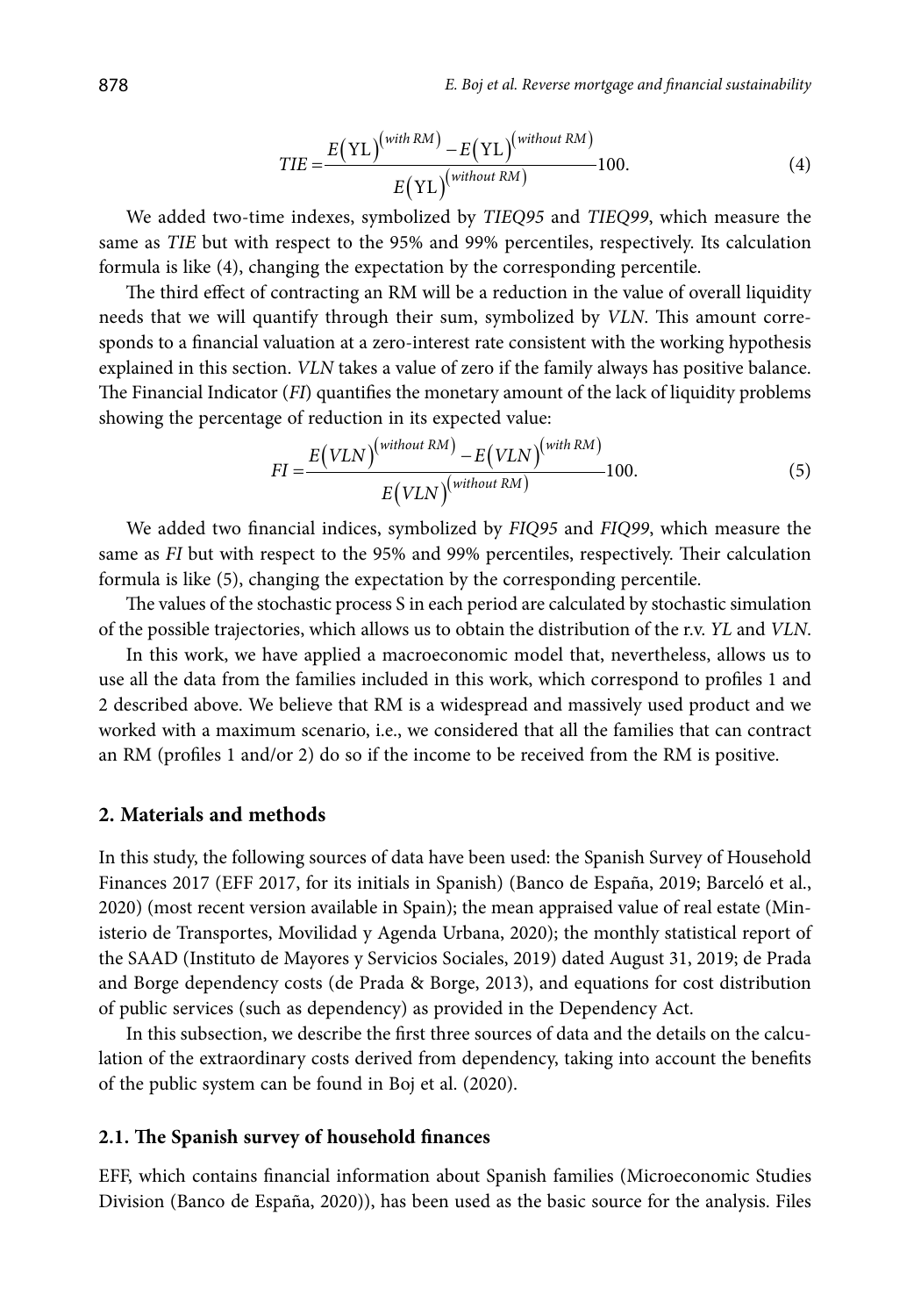$$TIE = \frac{E\left(\text{YL}\right)^{\left(with\ RM\right)} - E\left(\text{YL}\right)^{\left(without\ RM\right)}}{E\left(\text{YL}\right)^{\left(without\ RM\right)}} 100. \tag{4}$$

We added two-time indexes, symbolized by *TIEQ95* and *TIEQ99*, which measure the same as *TIE* but with respect to the 95% and 99% percentiles, respectively. Its calculation formula is like (4), changing the expectation by the corresponding percentile.

The third effect of contracting an RM will be a reduction in the value of overall liquidity needs that we will quantify through their sum, symbolized by *VLN*. This amount corresponds to a financial valuation at a zero-interest rate consistent with the working hypothesis explained in this section. *VLN* takes a value of zero if the family always has positive balance. The Financial Indicator (*FI*) quantifies the monetary amount of the lack of liquidity problems showing the percentage of reduction in its expected value:

$$FI = \frac{E\left(VLN\right)^{\left(without\ RM\right)} - E\left(VLN\right)^{\left(with\ RM\right)}}{E\left(VLN\right)^{\left(without\ RM\right)}} 100. \tag{5}$$

We added two financial indices, symbolized by *FIQ95* and *FIQ99*, which measure the same as *FI* but with respect to the 95% and 99% percentiles, respectively. Their calculation formula is like (5), changing the expectation by the corresponding percentile.

The values of the stochastic process S in each period are calculated by stochastic simulation of the possible trajectories, which allows us to obtain the distribution of the r.v. *YL* and *VLN*.

In this work, we have applied a macroeconomic model that, nevertheless, allows us to use all the data from the families included in this work, which correspond to profiles 1 and 2 described above. We believe that RM is a widespread and massively used product and we worked with a maximum scenario, i.e., we considered that all the families that can contract an RM (profiles 1 and/or 2) do so if the income to be received from the RM is positive.

## 2. Materials and methods

In this study, the following sources of data have been used: the Spanish Survey of Household Finances 2017 (EFF 2017, for its initials in Spanish) (Banco de España, 2019; Barceló et al., 2020) (most recent version available in Spain); the mean appraised value of real estate (Ministerio de Transportes, Movilidad y Agenda Urbana, 2020); the monthly statistical report of the SAAD (Instituto de Mayores y Servicios Sociales, 2019) dated August 31, 2019; de Prada and Borge dependency costs (de Prada & Borge, 2013), and equations for cost distribution of public services (such as dependency) as provided in the Dependency Act.

In this subsection, we describe the first three sources of data and the details on the calculation of the extraordinary costs derived from dependency, taking into account the benefits of the public system can be found in Boj et al. (2020).

### 2.1. The Spanish survey of household finances

EFF, which contains financial information about Spanish families (Microeconomic Studies Division (Banco de España, 2020)), has been used as the basic source for the analysis. Files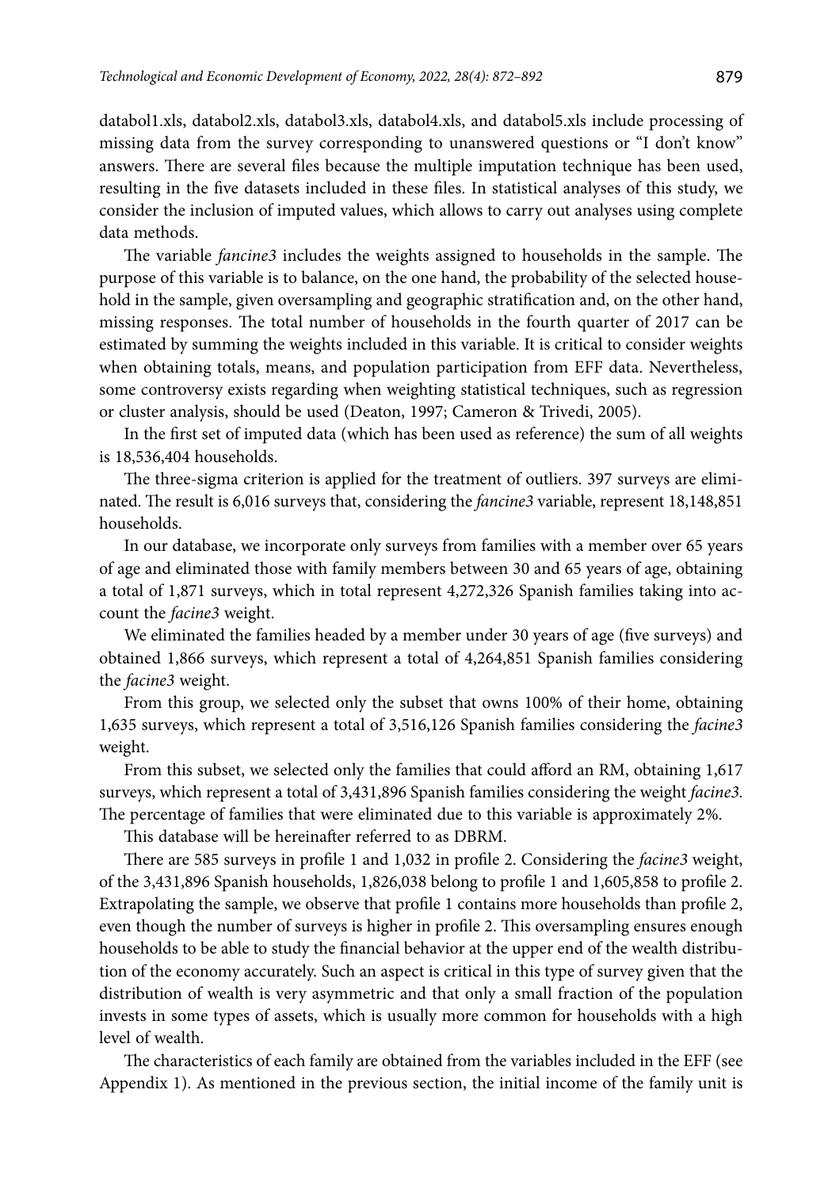databol1.xls, databol2.xls, databol3.xls, databol4.xls, and databol5.xls include processing of missing data from the survey corresponding to unanswered questions or "I don't know" answers. There are several files because the multiple imputation technique has been used, resulting in the five datasets included in these files. In statistical analyses of this study, we consider the inclusion of imputed values, which allows to carry out analyses using complete data methods.

The variable *fancine3* includes the weights assigned to households in the sample. The purpose of this variable is to balance, on the one hand, the probability of the selected household in the sample, given oversampling and geographic stratification and, on the other hand, missing responses. The total number of households in the fourth quarter of 2017 can be estimated by summing the weights included in this variable. It is critical to consider weights when obtaining totals, means, and population participation from EFF data. Nevertheless, some controversy exists regarding when weighting statistical techniques, such as regression or cluster analysis, should be used (Deaton, 1997; Cameron & Trivedi, 2005).

In the first set of imputed data (which has been used as reference) the sum of all weights is 18,536,404 households.

The three-sigma criterion is applied for the treatment of outliers. 397 surveys are eliminated. The result is 6,016 surveys that, considering the *fancine3* variable, represent 18,148,851 households.

In our database, we incorporate only surveys from families with a member over 65 years of age and eliminated those with family members between 30 and 65 years of age, obtaining a total of 1,871 surveys, which in total represent 4,272,326 Spanish families taking into account the *facine3* weight.

We eliminated the families headed by a member under 30 years of age (five surveys) and obtained 1,866 surveys, which represent a total of 4,264,851 Spanish families considering the *facine3* weight.

From this group, we selected only the subset that owns 100% of their home, obtaining 1,635 surveys, which represent a total of 3,516,126 Spanish families considering the *facine3* weight.

From this subset, we selected only the families that could afford an RM, obtaining 1,617 surveys, which represent a total of 3,431,896 Spanish families considering the weight *facine3*. The percentage of families that were eliminated due to this variable is approximately 2%.

This database will be hereinafter referred to as DBRM.

There are 585 surveys in profile 1 and 1,032 in profile 2. Considering the *facine3* weight, of the 3,431,896 Spanish households, 1,826,038 belong to profile 1 and 1,605,858 to profile 2. Extrapolating the sample, we observe that profile 1 contains more households than profile 2, even though the number of surveys is higher in profile 2. This oversampling ensures enough households to be able to study the financial behavior at the upper end of the wealth distribution of the economy accurately. Such an aspect is critical in this type of survey given that the distribution of wealth is very asymmetric and that only a small fraction of the population invests in some types of assets, which is usually more common for households with a high level of wealth.

The characteristics of each family are obtained from the variables included in the EFF (see Appendix 1). As mentioned in the previous section, the initial income of the family unit is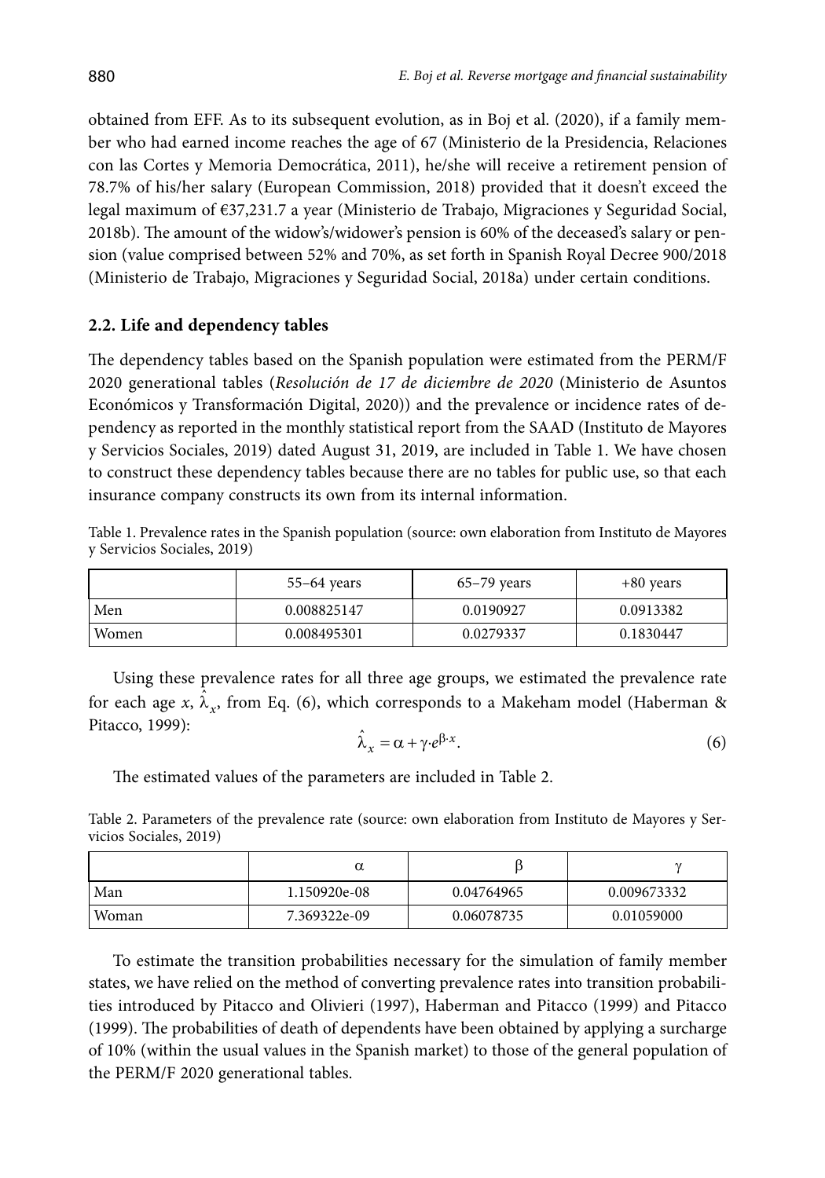obtained from EFF. As to its subsequent evolution, as in Boj et al. (2020), if a family member who had earned income reaches the age of 67 (Ministerio de la Presidencia, Relaciones con las Cortes y Memoria Democrática, 2011), he/she will receive a retirement pension of 78.7% of his/her salary (European Commission, 2018) provided that it doesn't exceed the legal maximum of €37,231.7 a year (Ministerio de Trabajo, Migraciones y Seguridad Social, 2018b). The amount of the widow's/widower's pension is 60% of the deceased's salary or pension (value comprised between 52% and 70%, as set forth in Spanish Royal Decree 900/2018 (Ministerio de Trabajo, Migraciones y Seguridad Social, 2018a) under certain conditions.

### 2.2. Life and dependency tables

The dependency tables based on the Spanish population were estimated from the PERM/F 2020 generational tables (*Resolución de 17 de diciembre de 2020* (Ministerio de Asuntos Económicos y Transformación Digital, 2020)) and the prevalence or incidence rates of dependency as reported in the monthly statistical report from the SAAD (Instituto de Mayores y Servicios Sociales, 2019) dated August 31, 2019, are included in Table 1. We have chosen to construct these dependency tables because there are no tables for public use, so that each insurance company constructs its own from its internal information.

Table 1. Prevalence rates in the Spanish population (source: own elaboration from Instituto de Mayores y Servicios Sociales, 2019)

| | 55–64 years | 65–79 years | +80 years |
|---|---|---|---|
| Men | 0.008825147 | 0.0190927 | 0.0913382 |
| Women | 0.008495301 | 0.0279337 | 0.1830447 |

Using these prevalence rates for all three age groups, we estimated the prevalence rate for each age $x$, $\hat{\lambda}_x$, from Eq. (6), which corresponds to a Makeham model (Haberman & Pitacco, 1999):

$$\hat{\lambda}_x = \alpha + \gamma \cdot e^{\beta \cdot x}. \tag{6}$$

The estimated values of the parameters are included in Table 2.

Table 2. Parameters of the prevalence rate (source: own elaboration from Instituto de Mayores y Servicios Sociales, 2019)

| | $\alpha$ | $\beta$ | $\gamma$ |
|---|---|---|---|
| Man | 1.150920e-08 | 0.04764965 | 0.009673332 |
| Woman | 7.369322e-09 | 0.06078735 | 0.01059000 |

To estimate the transition probabilities necessary for the simulation of family member states, we have relied on the method of converting prevalence rates into transition probabilities introduced by Pitacco and Olivieri (1997), Haberman and Pitacco (1999) and Pitacco (1999). The probabilities of death of dependents have been obtained by applying a surcharge of 10% (within the usual values in the Spanish market) to those of the general population of the PERM/F 2020 generational tables.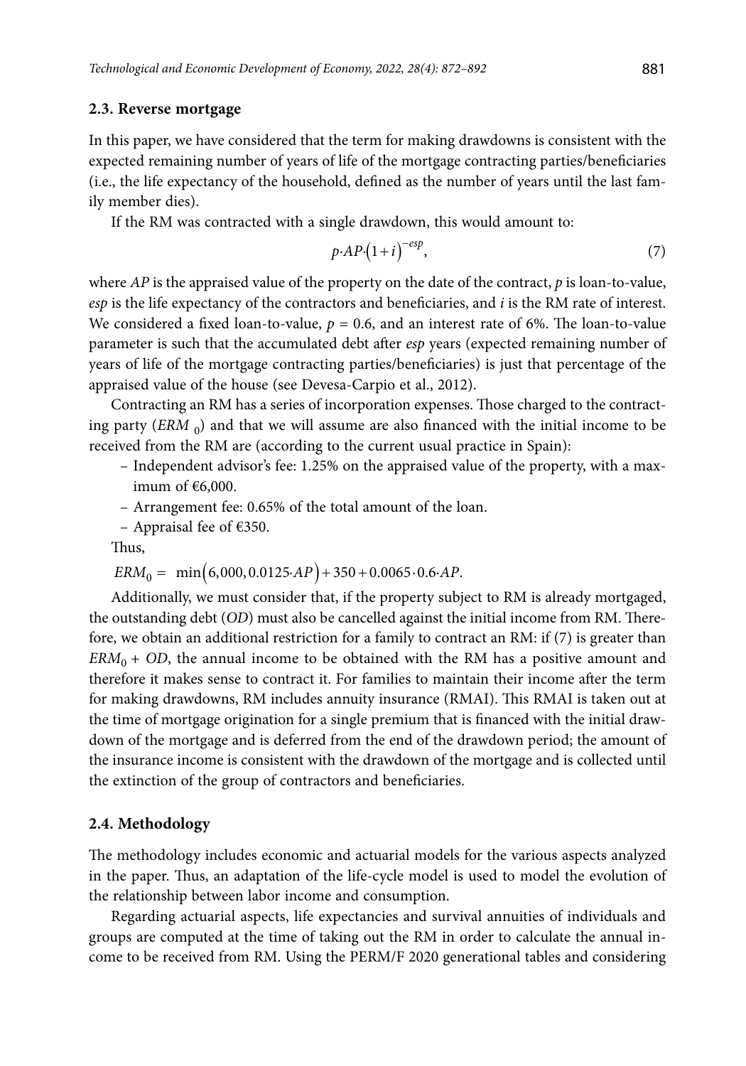### 2.3. Reverse mortgage

In this paper, we have considered that the term for making drawdowns is consistent with the expected remaining number of years of life of the mortgage contracting parties/beneficiaries (i.e., the life expectancy of the household, defined as the number of years until the last family member dies).

If the RM was contracted with a single drawdown, this would amount to:

$$p \cdot AP \cdot (1+i)^{-esp}, \tag{7}$$

where $AP$ is the appraised value of the property on the date of the contract, $p$ is loan-to-value, $esp$ is the life expectancy of the contractors and beneficiaries, and $i$ is the RM rate of interest. We considered a fixed loan-to-value, $p = 0.6$, and an interest rate of 6%. The loan-to-value parameter is such that the accumulated debt after $esp$ years (expected remaining number of years of life of the mortgage contracting parties/beneficiaries) is just that percentage of the appraised value of the house (see Devesa-Carpio et al., 2012).

Contracting an RM has a series of incorporation expenses. Those charged to the contracting party ($ERM_0$) and that we will assume are also financed with the initial income to be received from the RM are (according to the current usual practice in Spain):

- Independent advisor's fee: 1.25% on the appraised value of the property, with a maximum of €6,000.
- Arrangement fee: 0.65% of the total amount of the loan.
- Appraisal fee of €350.

Thus,

$$ERM_0 = \min(6{,}000, 0.0125 \cdot AP) + 350 + 0.0065 \cdot 0.6 \cdot AP.$$

Additionally, we must consider that, if the property subject to RM is already mortgaged, the outstanding debt ($OD$) must also be cancelled against the initial income from RM. Therefore, we obtain an additional restriction for a family to contract an RM: if (7) is greater than $ERM_0 + OD$, the annual income to be obtained with the RM has a positive amount and therefore it makes sense to contract it. For families to maintain their income after the term for making drawdowns, RM includes annuity insurance (RMAI). This RMAI is taken out at the time of mortgage origination for a single premium that is financed with the initial drawdown of the mortgage and is deferred from the end of the drawdown period; the amount of the insurance income is consistent with the drawdown of the mortgage and is collected until the extinction of the group of contractors and beneficiaries.

### 2.4. Methodology

The methodology includes economic and actuarial models for the various aspects analyzed in the paper. Thus, an adaptation of the life-cycle model is used to model the evolution of the relationship between labor income and consumption.

Regarding actuarial aspects, life expectancies and survival annuities of individuals and groups are computed at the time of taking out the RM in order to calculate the annual income to be received from RM. Using the PERM/F 2020 generational tables and considering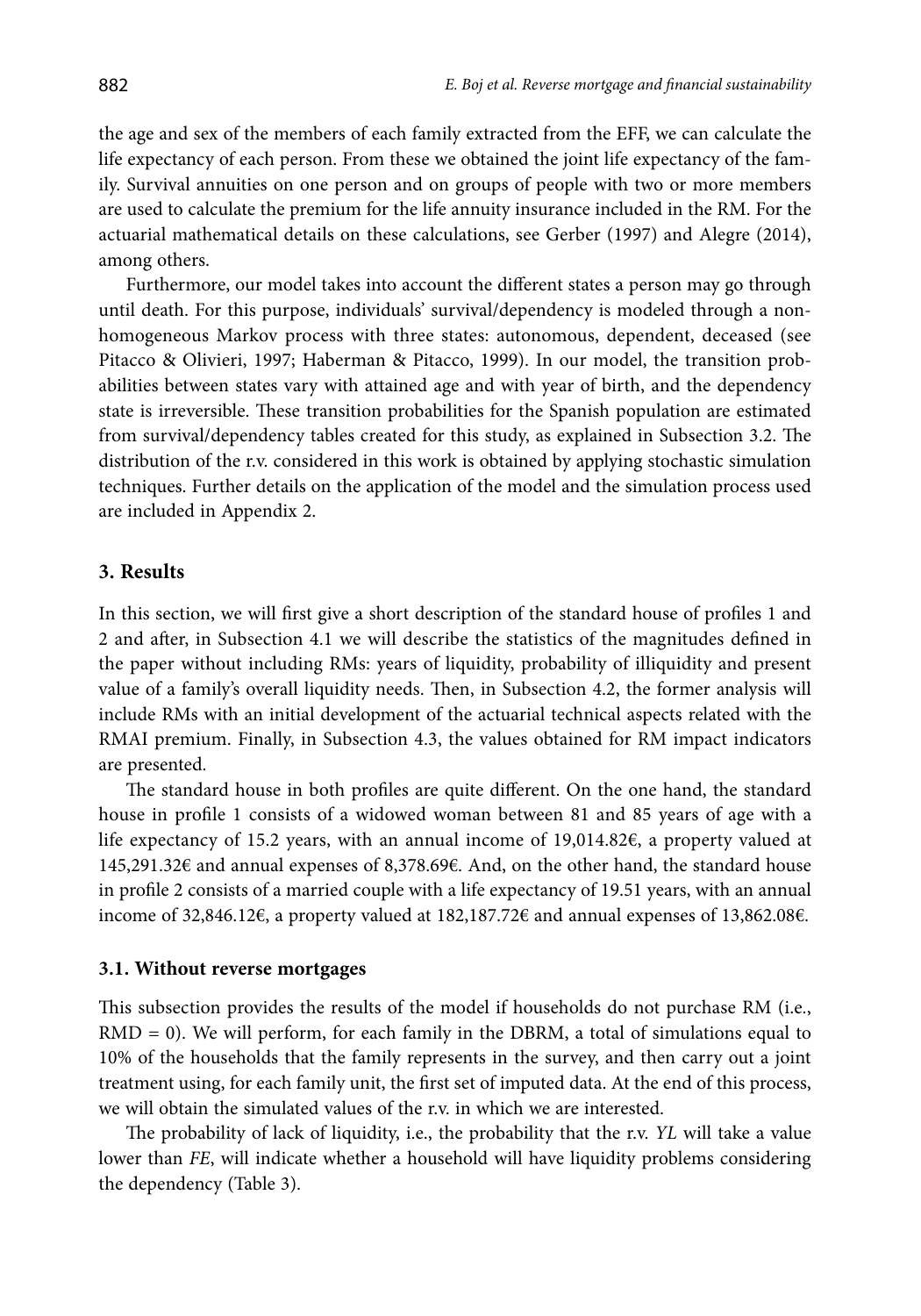the age and sex of the members of each family extracted from the EFF, we can calculate the life expectancy of each person. From these we obtained the joint life expectancy of the family. Survival annuities on one person and on groups of people with two or more members are used to calculate the premium for the life annuity insurance included in the RM. For the actuarial mathematical details on these calculations, see Gerber (1997) and Alegre (2014), among others.

Furthermore, our model takes into account the different states a person may go through until death. For this purpose, individuals' survival/dependency is modeled through a non-homogeneous Markov process with three states: autonomous, dependent, deceased (see Pitacco & Olivieri, 1997; Haberman & Pitacco, 1999). In our model, the transition probabilities between states vary with attained age and with year of birth, and the dependency state is irreversible. These transition probabilities for the Spanish population are estimated from survival/dependency tables created for this study, as explained in Subsection 3.2. The distribution of the r.v. considered in this work is obtained by applying stochastic simulation techniques. Further details on the application of the model and the simulation process used are included in Appendix 2.

## 3. Results

In this section, we will first give a short description of the standard house of profiles 1 and 2 and after, in Subsection 4.1 we will describe the statistics of the magnitudes defined in the paper without including RMs: years of liquidity, probability of illiquidity and present value of a family's overall liquidity needs. Then, in Subsection 4.2, the former analysis will include RMs with an initial development of the actuarial technical aspects related with the RMAI premium. Finally, in Subsection 4.3, the values obtained for RM impact indicators are presented.

The standard house in both profiles are quite different. On the one hand, the standard house in profile 1 consists of a widowed woman between 81 and 85 years of age with a life expectancy of 15.2 years, with an annual income of 19,014.82€, a property valued at 145,291.32€ and annual expenses of 8,378.69€. And, on the other hand, the standard house in profile 2 consists of a married couple with a life expectancy of 19.51 years, with an annual income of 32,846.12€, a property valued at 182,187.72€ and annual expenses of 13,862.08€.

### 3.1. Without reverse mortgages

This subsection provides the results of the model if households do not purchase RM (i.e., RMD = 0). We will perform, for each family in the DBRM, a total of simulations equal to 10% of the households that the family represents in the survey, and then carry out a joint treatment using, for each family unit, the first set of imputed data. At the end of this process, we will obtain the simulated values of the r.v. in which we are interested.

The probability of lack of liquidity, i.e., the probability that the r.v. *YL* will take a value lower than *FE*, will indicate whether a household will have liquidity problems considering the dependency (Table 3).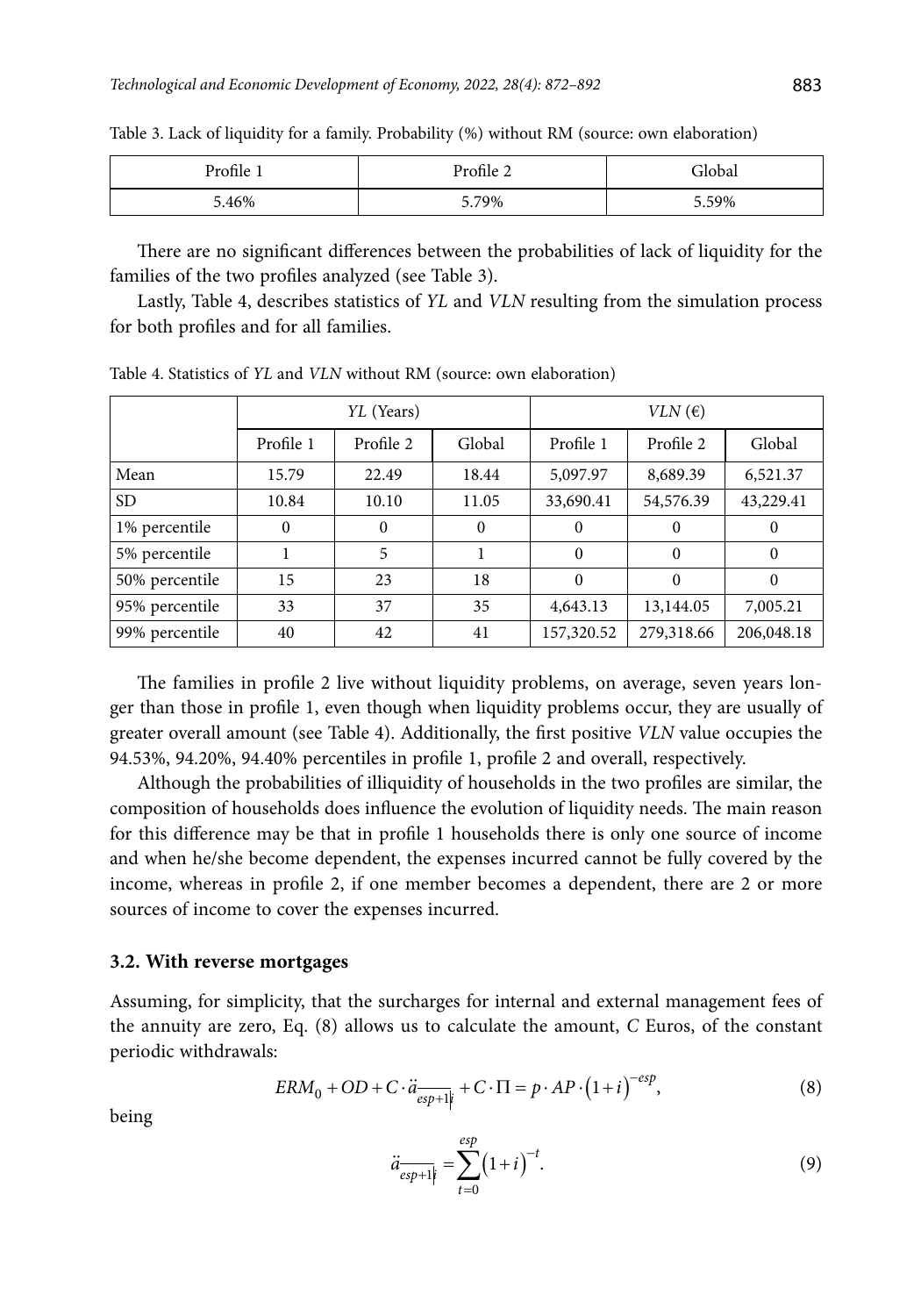Table 3. Lack of liquidity for a family. Probability (%) without RM (source: own elaboration)

| Profile 1 | Profile 2 | Global |
|---|---|---|
| 5.46% | 5.79% | 5.59% |

There are no significant differences between the probabilities of lack of liquidity for the families of the two profiles analyzed (see Table 3).

Lastly, Table 4, describes statistics of *YL* and *VLN* resulting from the simulation process for both profiles and for all families.

Table 4. Statistics of *YL* and *VLN* without RM (source: own elaboration)

| | *YL* (Years) | | | *VLN* (€) | | |
|---|---|---|---|---|---|---|
| | Profile 1 | Profile 2 | Global | Profile 1 | Profile 2 | Global |
| Mean | 15.79 | 22.49 | 18.44 | 5,097.97 | 8,689.39 | 6,521.37 |
| SD | 10.84 | 10.10 | 11.05 | 33,690.41 | 54,576.39 | 43,229.41 |
| 1% percentile | 0 | 0 | 0 | 0 | 0 | 0 |
| 5% percentile | 1 | 5 | 1 | 0 | 0 | 0 |
| 50% percentile | 15 | 23 | 18 | 0 | 0 | 0 |
| 95% percentile | 33 | 37 | 35 | 4,643.13 | 13,144.05 | 7,005.21 |
| 99% percentile | 40 | 42 | 41 | 157,320.52 | 279,318.66 | 206,048.18 |

The families in profile 2 live without liquidity problems, on average, seven years longer than those in profile 1, even though when liquidity problems occur, they are usually of greater overall amount (see Table 4). Additionally, the first positive *VLN* value occupies the 94.53%, 94.20%, 94.40% percentiles in profile 1, profile 2 and overall, respectively.

Although the probabilities of illiquidity of households in the two profiles are similar, the composition of households does influence the evolution of liquidity needs. The main reason for this difference may be that in profile 1 households there is only one source of income and when he/she become dependent, the expenses incurred cannot be fully covered by the income, whereas in profile 2, if one member becomes a dependent, there are 2 or more sources of income to cover the expenses incurred.

### 3.2. With reverse mortgages

Assuming, for simplicity, that the surcharges for internal and external management fees of the annuity are zero, Eq. (8) allows us to calculate the amount, *C* Euros, of the constant periodic withdrawals:

$$ERM_0 + OD + C \cdot \ddot{a}_{\overline{esp+1|}i} + C \cdot \Pi = p \cdot AP \cdot (1+i)^{-esp}, \tag{8}$$

being

$$\ddot{a}_{\overline{esp+1|}i} = \sum_{t=0}^{esp} (1+i)^{-t}. \tag{9}$$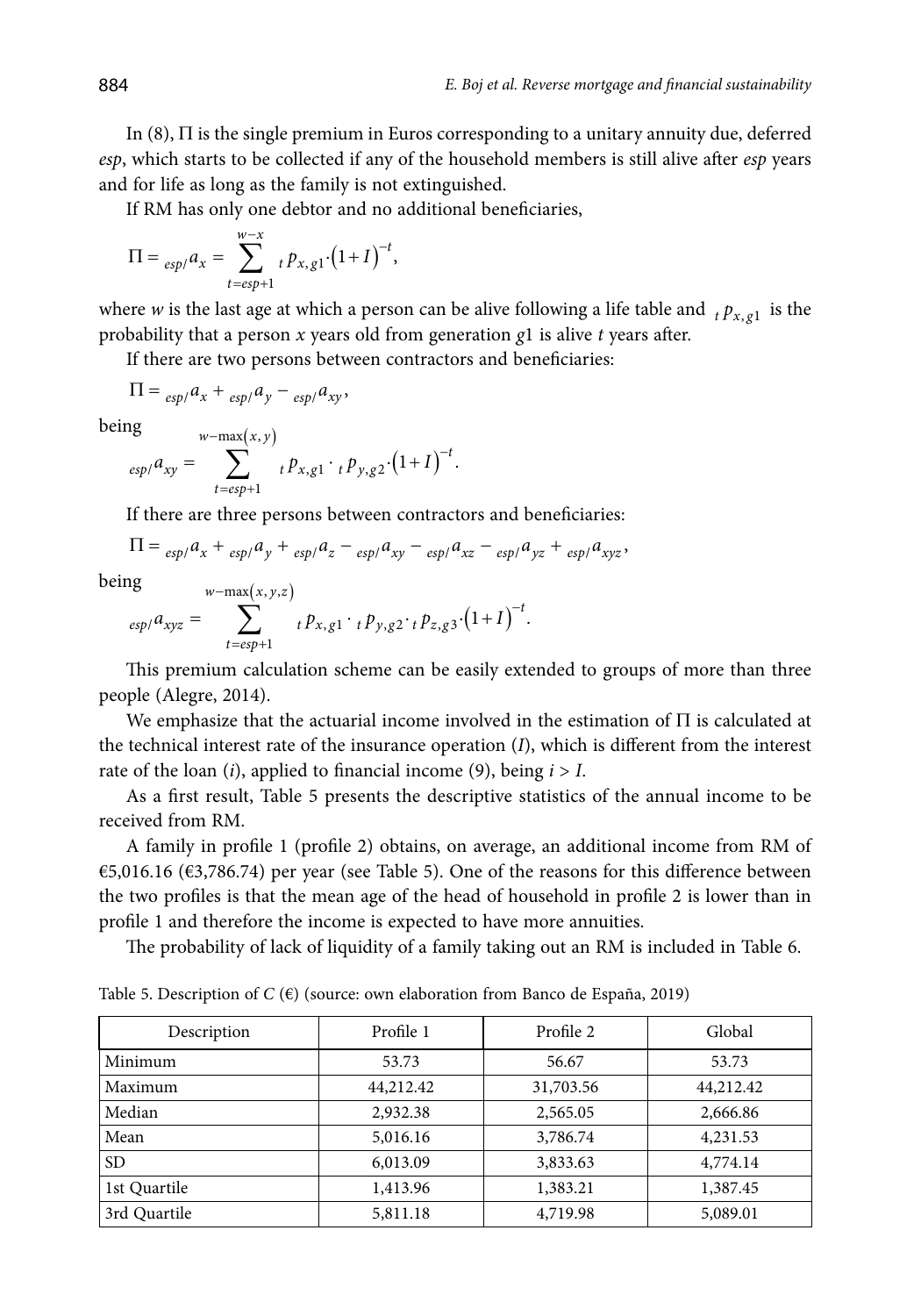In (8), $\Pi$ is the single premium in Euros corresponding to a unitary annuity due, deferred *esp*, which starts to be collected if any of the household members is still alive after *esp* years and for life as long as the family is not extinguished.

If RM has only one debtor and no additional beneficiaries,

$$\Pi = {}_{esp/}a_x = \sum_{t=esp+1}^{w-x} {}_t p_{x,g1} \cdot (1+I)^{-t},$$

where $w$ is the last age at which a person can be alive following a life table and ${}_t p_{x,g1}$ is the probability that a person $x$ years old from generation $g1$ is alive $t$ years after.

If there are two persons between contractors and beneficiaries:

$$\Pi = {}_{esp/}a_x + {}_{esp/}a_y - {}_{esp/}a_{xy},$$

being

$${}_{esp/}a_{xy} = \sum_{t=esp+1}^{w-\max(x,y)} {}_t p_{x,g1} \cdot {}_t p_{y,g2} \cdot (1+I)^{-t}.$$

If there are three persons between contractors and beneficiaries:

$$\Pi = {}_{esp/}a_x + {}_{esp/}a_y + {}_{esp/}a_z - {}_{esp/}a_{xy} - {}_{esp/}a_{xz} - {}_{esp/}a_{yz} + {}_{esp/}a_{xyz},$$

being

$${}_{esp/}a_{xyz} = \sum_{t=esp+1}^{w-\max(x,y,z)} {}_t p_{x,g1} \cdot {}_t p_{y,g2} \cdot {}_t p_{z,g3} \cdot (1+I)^{-t}.$$

This premium calculation scheme can be easily extended to groups of more than three people (Alegre, 2014).

We emphasize that the actuarial income involved in the estimation of $\Pi$ is calculated at the technical interest rate of the insurance operation ($I$), which is different from the interest rate of the loan ($i$), applied to financial income (9), being $i > I$.

As a first result, Table 5 presents the descriptive statistics of the annual income to be received from RM.

A family in profile 1 (profile 2) obtains, on average, an additional income from RM of €5,016.16 (€3,786.74) per year (see Table 5). One of the reasons for this difference between the two profiles is that the mean age of the head of household in profile 2 is lower than in profile 1 and therefore the income is expected to have more annuities.

The probability of lack of liquidity of a family taking out an RM is included in Table 6.

Table 5. Description of $C$ (€) (source: own elaboration from Banco de España, 2019)

| Description | Profile 1 | Profile 2 | Global |
|---|---|---|---|
| Minimum | 53.73 | 56.67 | 53.73 |
| Maximum | 44,212.42 | 31,703.56 | 44,212.42 |
| Median | 2,932.38 | 2,565.05 | 2,666.86 |
| Mean | 5,016.16 | 3,786.74 | 4,231.53 |
| SD | 6,013.09 | 3,833.63 | 4,774.14 |
| 1st Quartile | 1,413.96 | 1,383.21 | 1,387.45 |
| 3rd Quartile | 5,811.18 | 4,719.98 | 5,089.01 |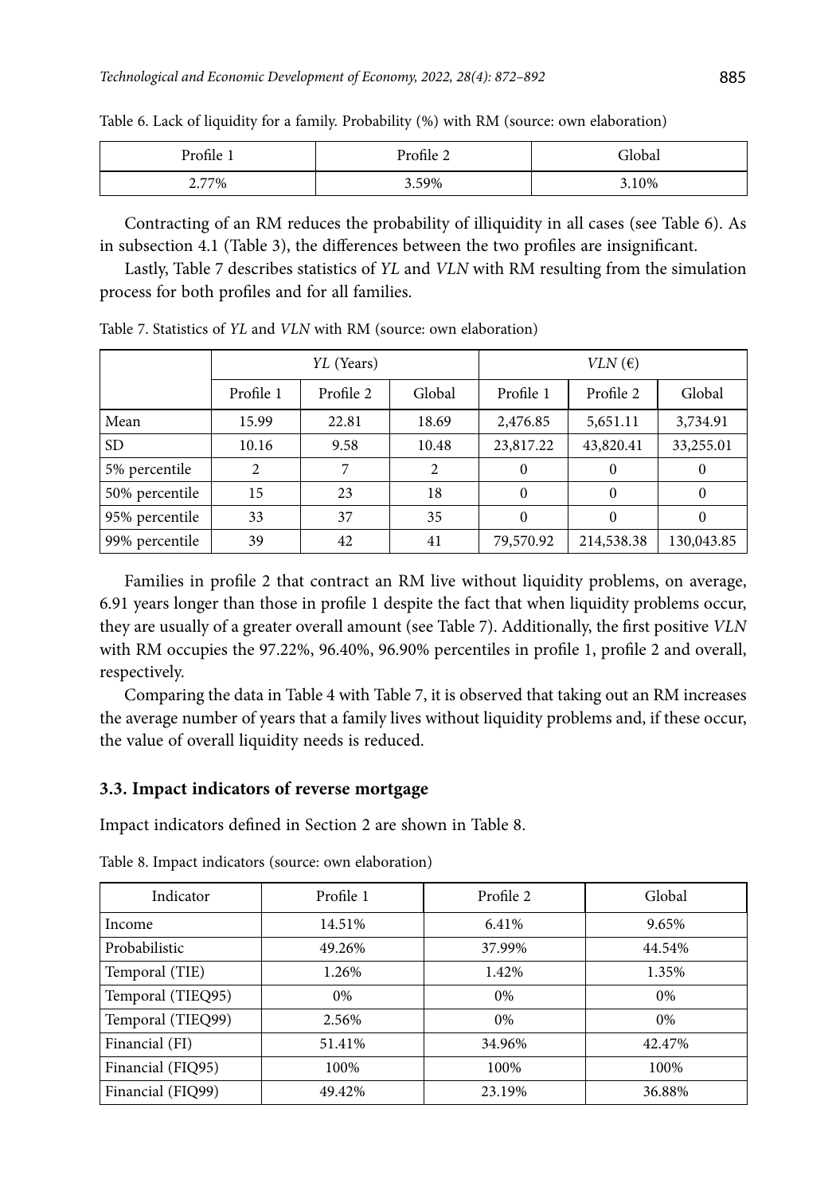Table 6. Lack of liquidity for a family. Probability (%) with RM (source: own elaboration)

| Profile 1 | Profile 2 | Global |
|---|---|---|
| 2.77% | 3.59% | 3.10% |

Contracting of an RM reduces the probability of illiquidity in all cases (see Table 6). As in subsection 4.1 (Table 3), the differences between the two profiles are insignificant.

Lastly, Table 7 describes statistics of *YL* and *VLN* with RM resulting from the simulation process for both profiles and for all families.

Table 7. Statistics of *YL* and *VLN* with RM (source: own elaboration)

| | *YL* (Years) | | | *VLN* (€) | | |
|---|---|---|---|---|---|---|
| | Profile 1 | Profile 2 | Global | Profile 1 | Profile 2 | Global |
| Mean | 15.99 | 22.81 | 18.69 | 2,476.85 | 5,651.11 | 3,734.91 |
| SD | 10.16 | 9.58 | 10.48 | 23,817.22 | 43,820.41 | 33,255.01 |
| 5% percentile | 2 | 7 | 2 | 0 | 0 | 0 |
| 50% percentile | 15 | 23 | 18 | 0 | 0 | 0 |
| 95% percentile | 33 | 37 | 35 | 0 | 0 | 0 |
| 99% percentile | 39 | 42 | 41 | 79,570.92 | 214,538.38 | 130,043.85 |

Families in profile 2 that contract an RM live without liquidity problems, on average, 6.91 years longer than those in profile 1 despite the fact that when liquidity problems occur, they are usually of a greater overall amount (see Table 7). Additionally, the first positive *VLN* with RM occupies the 97.22%, 96.40%, 96.90% percentiles in profile 1, profile 2 and overall, respectively.

Comparing the data in Table 4 with Table 7, it is observed that taking out an RM increases the average number of years that a family lives without liquidity problems and, if these occur, the value of overall liquidity needs is reduced.

### 3.3. Impact indicators of reverse mortgage

Impact indicators defined in Section 2 are shown in Table 8.

Table 8. Impact indicators (source: own elaboration)

| Indicator | Profile 1 | Profile 2 | Global |
|---|---|---|---|
| Income | 14.51% | 6.41% | 9.65% |
| Probabilistic | 49.26% | 37.99% | 44.54% |
| Temporal (TIE) | 1.26% | 1.42% | 1.35% |
| Temporal (TIEQ95) | 0% | 0% | 0% |
| Temporal (TIEQ99) | 2.56% | 0% | 0% |
| Financial (FI) | 51.41% | 34.96% | 42.47% |
| Financial (FIQ95) | 100% | 100% | 100% |
| Financial (FIQ99) | 49.42% | 23.19% | 36.88% |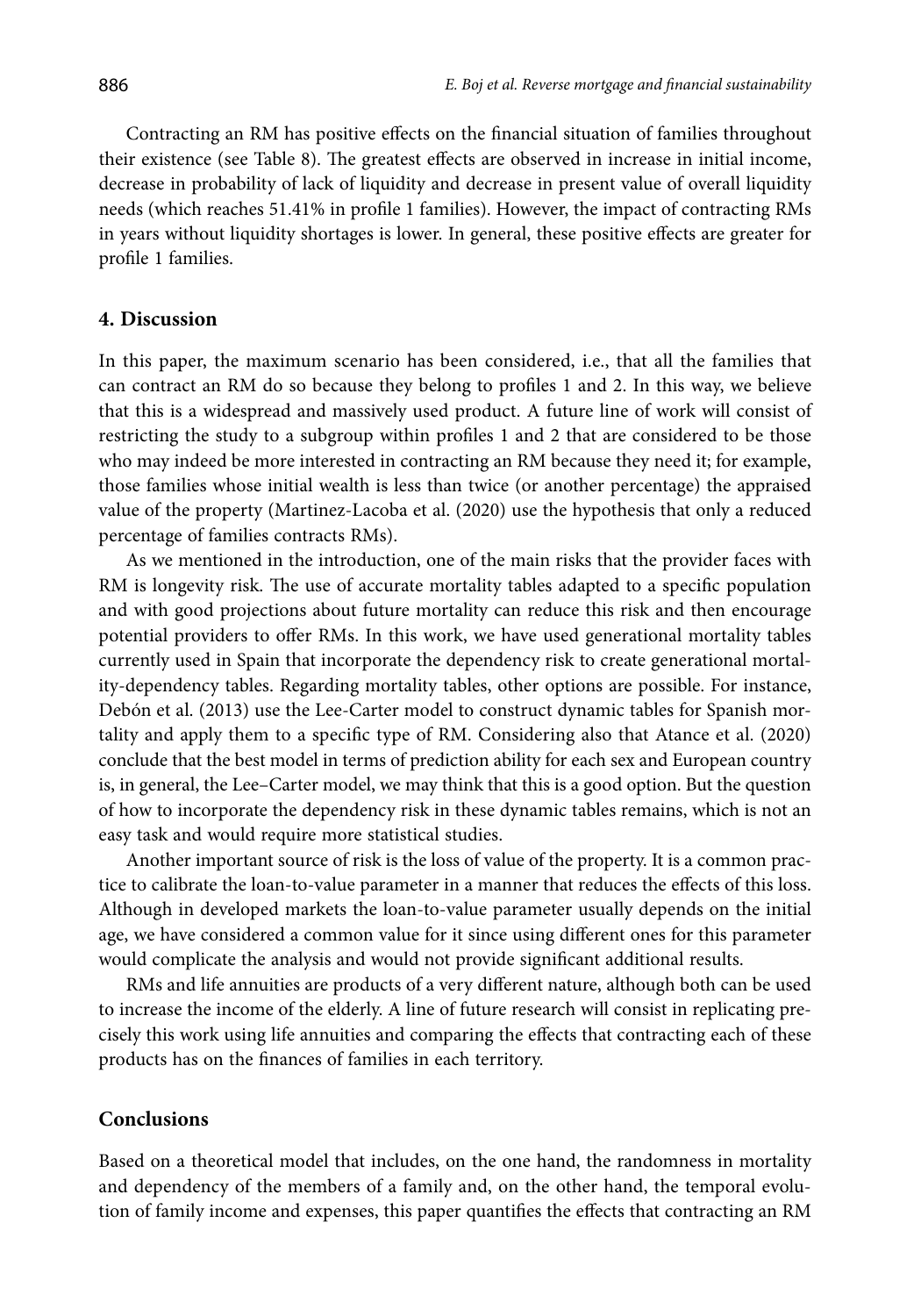Contracting an RM has positive effects on the financial situation of families throughout their existence (see Table 8). The greatest effects are observed in increase in initial income, decrease in probability of lack of liquidity and decrease in present value of overall liquidity needs (which reaches 51.41% in profile 1 families). However, the impact of contracting RMs in years without liquidity shortages is lower. In general, these positive effects are greater for profile 1 families.

## 4. Discussion

In this paper, the maximum scenario has been considered, i.e., that all the families that can contract an RM do so because they belong to profiles 1 and 2. In this way, we believe that this is a widespread and massively used product. A future line of work will consist of restricting the study to a subgroup within profiles 1 and 2 that are considered to be those who may indeed be more interested in contracting an RM because they need it; for example, those families whose initial wealth is less than twice (or another percentage) the appraised value of the property (Martinez-Lacoba et al. (2020) use the hypothesis that only a reduced percentage of families contracts RMs).

As we mentioned in the introduction, one of the main risks that the provider faces with RM is longevity risk. The use of accurate mortality tables adapted to a specific population and with good projections about future mortality can reduce this risk and then encourage potential providers to offer RMs. In this work, we have used generational mortality tables currently used in Spain that incorporate the dependency risk to create generational mortality-dependency tables. Regarding mortality tables, other options are possible. For instance, Debón et al. (2013) use the Lee-Carter model to construct dynamic tables for Spanish mortality and apply them to a specific type of RM. Considering also that Atance et al. (2020) conclude that the best model in terms of prediction ability for each sex and European country is, in general, the Lee–Carter model, we may think that this is a good option. But the question of how to incorporate the dependency risk in these dynamic tables remains, which is not an easy task and would require more statistical studies.

Another important source of risk is the loss of value of the property. It is a common practice to calibrate the loan-to-value parameter in a manner that reduces the effects of this loss. Although in developed markets the loan-to-value parameter usually depends on the initial age, we have considered a common value for it since using different ones for this parameter would complicate the analysis and would not provide significant additional results.

RMs and life annuities are products of a very different nature, although both can be used to increase the income of the elderly. A line of future research will consist in replicating precisely this work using life annuities and comparing the effects that contracting each of these products has on the finances of families in each territory.

## Conclusions

Based on a theoretical model that includes, on the one hand, the randomness in mortality and dependency of the members of a family and, on the other hand, the temporal evolution of family income and expenses, this paper quantifies the effects that contracting an RM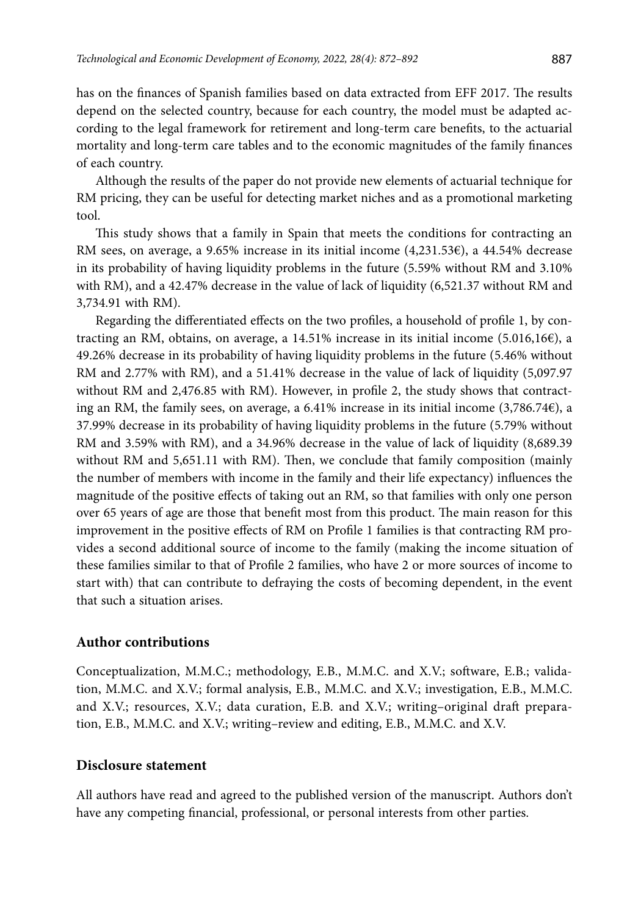has on the finances of Spanish families based on data extracted from EFF 2017. The results depend on the selected country, because for each country, the model must be adapted according to the legal framework for retirement and long-term care benefits, to the actuarial mortality and long-term care tables and to the economic magnitudes of the family finances of each country.

Although the results of the paper do not provide new elements of actuarial technique for RM pricing, they can be useful for detecting market niches and as a promotional marketing tool.

This study shows that a family in Spain that meets the conditions for contracting an RM sees, on average, a 9.65% increase in its initial income (4,231.53€), a 44.54% decrease in its probability of having liquidity problems in the future (5.59% without RM and 3.10% with RM), and a 42.47% decrease in the value of lack of liquidity (6,521.37 without RM and 3,734.91 with RM).

Regarding the differentiated effects on the two profiles, a household of profile 1, by contracting an RM, obtains, on average, a 14.51% increase in its initial income (5.016,16€), a 49.26% decrease in its probability of having liquidity problems in the future (5.46% without RM and 2.77% with RM), and a 51.41% decrease in the value of lack of liquidity (5,097.97 without RM and 2,476.85 with RM). However, in profile 2, the study shows that contracting an RM, the family sees, on average, a 6.41% increase in its initial income (3,786.74€), a 37.99% decrease in its probability of having liquidity problems in the future (5.79% without RM and 3.59% with RM), and a 34.96% decrease in the value of lack of liquidity (8,689.39 without RM and 5,651.11 with RM). Then, we conclude that family composition (mainly the number of members with income in the family and their life expectancy) influences the magnitude of the positive effects of taking out an RM, so that families with only one person over 65 years of age are those that benefit most from this product. The main reason for this improvement in the positive effects of RM on Profile 1 families is that contracting RM provides a second additional source of income to the family (making the income situation of these families similar to that of Profile 2 families, who have 2 or more sources of income to start with) that can contribute to defraying the costs of becoming dependent, in the event that such a situation arises.

## Author contributions

Conceptualization, M.M.C.; methodology, E.B., M.M.C. and X.V.; software, E.B.; validation, M.M.C. and X.V.; formal analysis, E.B., M.M.C. and X.V.; investigation, E.B., M.M.C. and X.V.; resources, X.V.; data curation, E.B. and X.V.; writing–original draft preparation, E.B., M.M.C. and X.V.; writing–review and editing, E.B., M.M.C. and X.V.

## Disclosure statement

All authors have read and agreed to the published version of the manuscript. Authors don't have any competing financial, professional, or personal interests from other parties.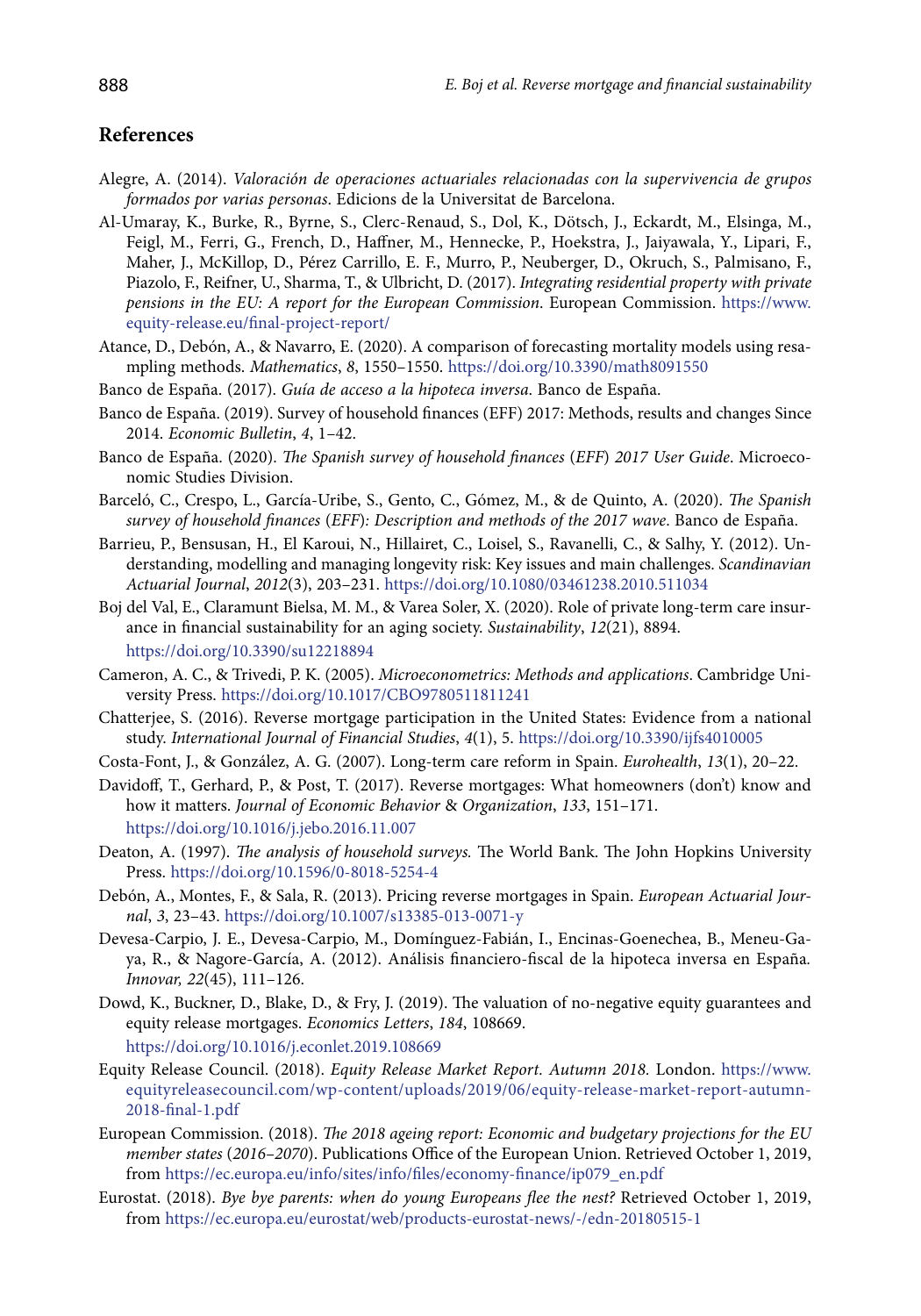## References

Alegre, A. (2014). *Valoración de operaciones actuariales relacionadas con la supervivencia de grupos formados por varias personas*. Edicions de la Universitat de Barcelona.

Al-Umaray, K., Burke, R., Byrne, S., Clerc-Renaud, S., Dol, K., Dötsch, J., Eckardt, M., Elsinga, M., Feigl, M., Ferri, G., French, D., Haffner, M., Hennecke, P., Hoekstra, J., Jaiyawala, Y., Lipari, F., Maher, J., McKillop, D., Pérez Carrillo, E. F., Murro, P., Neuberger, D., Okruch, S., Palmisano, F., Piazolo, F., Reifner, U., Sharma, T., & Ulbricht, D. (2017). *Integrating residential property with private pensions in the EU: A report for the European Commission*. European Commission. https://www.equity-release.eu/final-project-report/

Atance, D., Debón, A., & Navarro, E. (2020). A comparison of forecasting mortality models using resampling methods. *Mathematics*, *8*, 1550–1550. https://doi.org/10.3390/math8091550

Banco de España. (2017). *Guía de acceso a la hipoteca inversa*. Banco de España.

Banco de España. (2019). Survey of household finances (EFF) 2017: Methods, results and changes Since 2014. *Economic Bulletin*, *4*, 1–42.

Banco de España. (2020). *The Spanish survey of household finances* (*EFF*) *2017 User Guide*. Microeconomic Studies Division.

Barceló, C., Crespo, L., García-Uribe, S., Gento, C., Gómez, M., & de Quinto, A. (2020). *The Spanish survey of household finances* (*EFF*)*: Description and methods of the 2017 wave*. Banco de España.

Barrieu, P., Bensusan, H., El Karoui, N., Hillairet, C., Loisel, S., Ravanelli, C., & Salhy, Y. (2012). Understanding, modelling and managing longevity risk: Key issues and main challenges. *Scandinavian Actuarial Journal*, *2012*(3), 203–231. https://doi.org/10.1080/03461238.2010.511034

Boj del Val, E., Claramunt Bielsa, M. M., & Varea Soler, X. (2020). Role of private long-term care insurance in financial sustainability for an aging society. *Sustainability*, *12*(21), 8894. https://doi.org/10.3390/su12218894

Cameron, A. C., & Trivedi, P. K. (2005). *Microeconometrics: Methods and applications*. Cambridge University Press. https://doi.org/10.1017/CBO9780511811241

Chatterjee, S. (2016). Reverse mortgage participation in the United States: Evidence from a national study. *International Journal of Financial Studies*, *4*(1), 5. https://doi.org/10.3390/ijfs4010005

Costa-Font, J., & González, A. G. (2007). Long-term care reform in Spain. *Eurohealth*, *13*(1), 20–22.

Davidoff, T., Gerhard, P., & Post, T. (2017). Reverse mortgages: What homeowners (don't) know and how it matters. *Journal of Economic Behavior* & *Organization*, *133*, 151–171. https://doi.org/10.1016/j.jebo.2016.11.007

Deaton, A. (1997). *The analysis of household surveys.* The World Bank. The John Hopkins University Press. https://doi.org/10.1596/0-8018-5254-4

Debón, A., Montes, F., & Sala, R. (2013). Pricing reverse mortgages in Spain. *European Actuarial Journal*, *3*, 23–43. https://doi.org/10.1007/s13385-013-0071-y

Devesa-Carpio, J. E., Devesa-Carpio, M., Domínguez-Fabián, I., Encinas-Goenechea, B., Meneu-Gaya, R., & Nagore-García, A. (2012). Análisis financiero-fiscal de la hipoteca inversa en España. *Innovar, 22*(45), 111–126.

Dowd, K., Buckner, D., Blake, D., & Fry, J. (2019). The valuation of no-negative equity guarantees and equity release mortgages. *Economics Letters*, *184*, 108669. https://doi.org/10.1016/j.econlet.2019.108669

Equity Release Council. (2018). *Equity Release Market Report. Autumn 2018.* London. https://www.equityreleasecouncil.com/wp-content/uploads/2019/06/equity-release-market-report-autumn-2018-final-1.pdf

European Commission. (2018). *The 2018 ageing report: Economic and budgetary projections for the EU member states* (*2016–2070*). Publications Office of the European Union. Retrieved October 1, 2019, from https://ec.europa.eu/info/sites/info/files/economy-finance/ip079_en.pdf

Eurostat. (2018). *Bye bye parents: when do young Europeans flee the nest?* Retrieved October 1, 2019, from https://ec.europa.eu/eurostat/web/products-eurostat-news/-/edn-20180515-1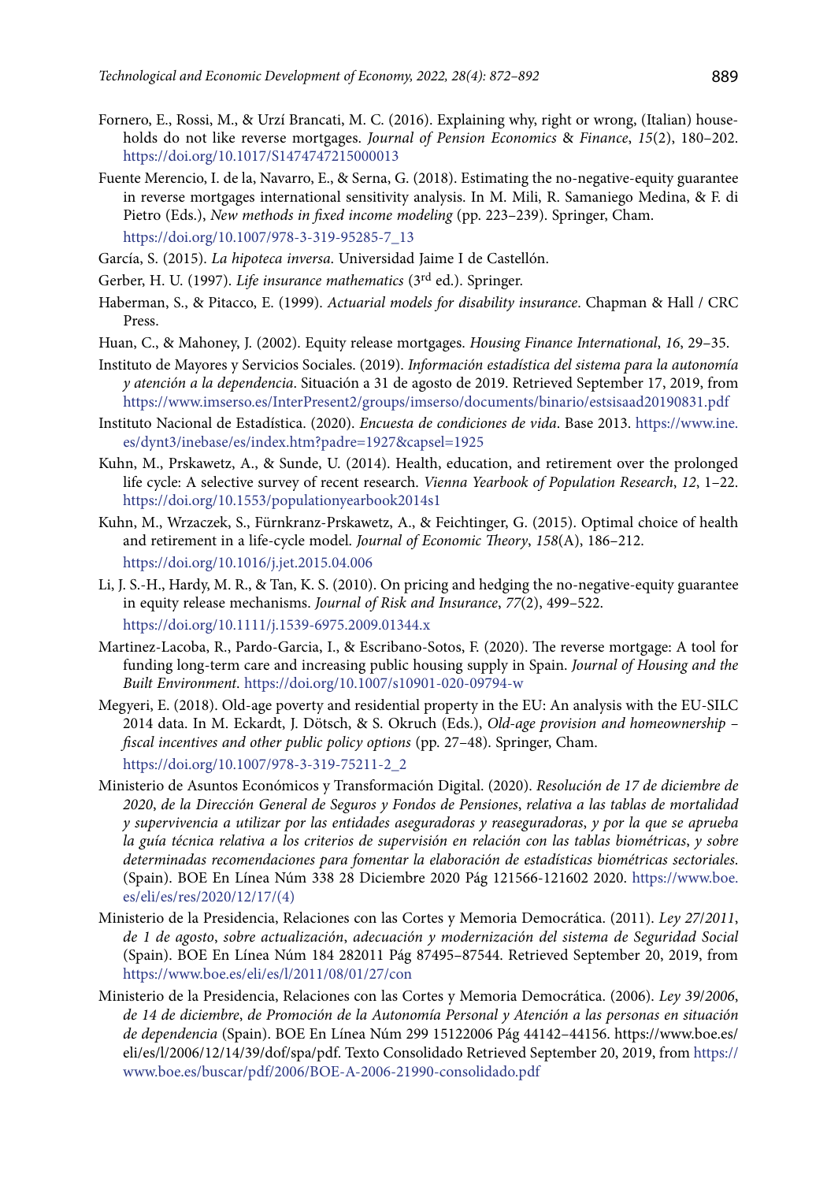Fornero, E., Rossi, M., & Urzí Brancati, M. C. (2016). Explaining why, right or wrong, (Italian) households do not like reverse mortgages. *Journal of Pension Economics & Finance*, *15*(2), 180–202. https://doi.org/10.1017/S1474747215000013

Fuente Merencio, I. de la, Navarro, E., & Serna, G. (2018). Estimating the no-negative-equity guarantee in reverse mortgages international sensitivity analysis. In M. Mili, R. Samaniego Medina, & F. di Pietro (Eds.), *New methods in fixed income modeling* (pp. 223–239). Springer, Cham. https://doi.org/10.1007/978-3-319-95285-7_13

García, S. (2015). *La hipoteca inversa*. Universidad Jaime I de Castellón.

Gerber, H. U. (1997). *Life insurance mathematics* (3rd ed.). Springer.

Haberman, S., & Pitacco, E. (1999). *Actuarial models for disability insurance*. Chapman & Hall / CRC Press.

Huan, C., & Mahoney, J. (2002). Equity release mortgages. *Housing Finance International*, *16*, 29–35.

Instituto de Mayores y Servicios Sociales. (2019). *Información estadística del sistema para la autonomía y atención a la dependencia*. Situación a 31 de agosto de 2019. Retrieved September 17, 2019, from https://www.imserso.es/InterPresent2/groups/imserso/documents/binario/estsisaad20190831.pdf

Instituto Nacional de Estadística. (2020). *Encuesta de condiciones de vida*. Base 2013. https://www.ine.es/dynt3/inebase/es/index.htm?padre=1927&capsel=1925

Kuhn, M., Prskawetz, A., & Sunde, U. (2014). Health, education, and retirement over the prolonged life cycle: A selective survey of recent research. *Vienna Yearbook of Population Research*, *12*, 1–22. https://doi.org/10.1553/populationyearbook2014s1

Kuhn, M., Wrzaczek, S., Fürnkranz-Prskawetz, A., & Feichtinger, G. (2015). Optimal choice of health and retirement in a life-cycle model. *Journal of Economic Theory*, *158*(A), 186–212. https://doi.org/10.1016/j.jet.2015.04.006

Li, J. S.-H., Hardy, M. R., & Tan, K. S. (2010). On pricing and hedging the no-negative-equity guarantee in equity release mechanisms. *Journal of Risk and Insurance*, *77*(2), 499–522. https://doi.org/10.1111/j.1539-6975.2009.01344.x

Martinez-Lacoba, R., Pardo-Garcia, I., & Escribano-Sotos, F. (2020). The reverse mortgage: A tool for funding long-term care and increasing public housing supply in Spain. *Journal of Housing and the Built Environment*. https://doi.org/10.1007/s10901-020-09794-w

Megyeri, E. (2018). Old-age poverty and residential property in the EU: An analysis with the EU-SILC 2014 data. In M. Eckardt, J. Dötsch, & S. Okruch (Eds.), *Old-age provision and homeownership – fiscal incentives and other public policy options* (pp. 27–48). Springer, Cham. https://doi.org/10.1007/978-3-319-75211-2_2

Ministerio de Asuntos Económicos y Transformación Digital. (2020). *Resolución de 17 de diciembre de 2020, de la Dirección General de Seguros y Fondos de Pensiones, relativa a las tablas de mortalidad y supervivencia a utilizar por las entidades aseguradoras y reaseguradoras, y por la que se aprueba la guía técnica relativa a los criterios de supervisión en relación con las tablas biométricas, y sobre determinadas recomendaciones para fomentar la elaboración de estadísticas biométricas sectoriales.* (Spain). BOE En Línea Núm 338 28 Diciembre 2020 Pág 121566-121602 2020. https://www.boe.es/eli/es/res/2020/12/17/(4)

Ministerio de la Presidencia, Relaciones con las Cortes y Memoria Democrática. (2011). *Ley 27/2011, de 1 de agosto, sobre actualización, adecuación y modernización del sistema de Seguridad Social* (Spain). BOE En Línea Núm 184 282011 Pág 87495–87544. Retrieved September 20, 2019, from https://www.boe.es/eli/es/l/2011/08/01/27/con

Ministerio de la Presidencia, Relaciones con las Cortes y Memoria Democrática. (2006). *Ley 39/2006, de 14 de diciembre, de Promoción de la Autonomía Personal y Atención a las personas en situación de dependencia* (Spain). BOE En Línea Núm 299 15122006 Pág 44142–44156. https://www.boe.es/eli/es/l/2006/12/14/39/dof/spa/pdf. Texto Consolidado Retrieved September 20, 2019, from https://www.boe.es/buscar/pdf/2006/BOE-A-2006-21990-consolidado.pdf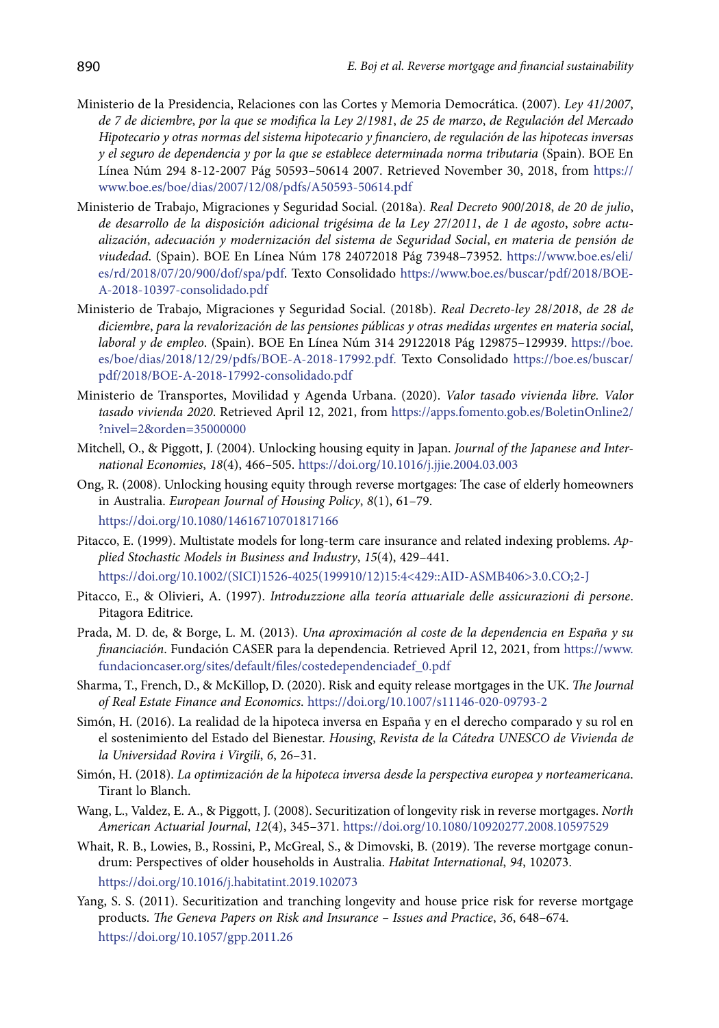Ministerio de la Presidencia, Relaciones con las Cortes y Memoria Democrática. (2007). *Ley 41/2007, de 7 de diciembre, por la que se modifica la Ley 2/1981, de 25 de marzo, de Regulación del Mercado Hipotecario y otras normas del sistema hipotecario y financiero, de regulación de las hipotecas inversas y el seguro de dependencia y por la que se establece determinada norma tributaria* (Spain). BOE En Línea Núm 294 8-12-2007 Pág 50593–50614 2007. Retrieved November 30, 2018, from https://www.boe.es/boe/dias/2007/12/08/pdfs/A50593-50614.pdf

Ministerio de Trabajo, Migraciones y Seguridad Social. (2018a). *Real Decreto 900/2018, de 20 de julio, de desarrollo de la disposición adicional trigésima de la Ley 27/2011, de 1 de agosto, sobre actualización, adecuación y modernización del sistema de Seguridad Social, en materia de pensión de viudedad*. (Spain). BOE En Línea Núm 178 24072018 Pág 73948–73952. https://www.boe.es/eli/es/rd/2018/07/20/900/dof/spa/pdf. Texto Consolidado https://www.boe.es/buscar/pdf/2018/BOE-A-2018-10397-consolidado.pdf

Ministerio de Trabajo, Migraciones y Seguridad Social. (2018b). *Real Decreto-ley 28/2018, de 28 de diciembre, para la revalorización de las pensiones públicas y otras medidas urgentes en materia social, laboral y de empleo*. (Spain). BOE En Línea Núm 314 29122018 Pág 129875–129939. https://boe.es/boe/dias/2018/12/29/pdfs/BOE-A-2018-17992.pdf. Texto Consolidado https://boe.es/buscar/pdf/2018/BOE-A-2018-17992-consolidado.pdf

Ministerio de Transportes, Movilidad y Agenda Urbana. (2020). *Valor tasado vivienda libre. Valor tasado vivienda 2020*. Retrieved April 12, 2021, from https://apps.fomento.gob.es/BoletinOnline2/?nivel=2&orden=35000000

Mitchell, O., & Piggott, J. (2004). Unlocking housing equity in Japan. *Journal of the Japanese and International Economies*, *18*(4), 466–505. https://doi.org/10.1016/j.jjie.2004.03.003

Ong, R. (2008). Unlocking housing equity through reverse mortgages: The case of elderly homeowners in Australia. *European Journal of Housing Policy*, *8*(1), 61–79. https://doi.org/10.1080/14616710701817166

Pitacco, E. (1999). Multistate models for long-term care insurance and related indexing problems. *Applied Stochastic Models in Business and Industry*, *15*(4), 429–441. https://doi.org/10.1002/(SICI)1526-4025(199910/12)15:4<429::AID-ASMB406>3.0.CO;2-J

Pitacco, E., & Olivieri, A. (1997). *Introduzzione alla teoría attuariale delle assicurazioni di persone*. Pitagora Editrice.

Prada, M. D. de, & Borge, L. M. (2013). *Una aproximación al coste de la dependencia en España y su financiación*. Fundación CASER para la dependencia. Retrieved April 12, 2021, from https://www.fundacioncaser.org/sites/default/files/costedependenciadef_0.pdf

Sharma, T., French, D., & McKillop, D. (2020). Risk and equity release mortgages in the UK. *The Journal of Real Estate Finance and Economics*. https://doi.org/10.1007/s11146-020-09793-2

Simón, H. (2016). La realidad de la hipoteca inversa en España y en el derecho comparado y su rol en el sostenimiento del Estado del Bienestar. *Housing, Revista de la Cátedra UNESCO de Vivienda de la Universidad Rovira i Virgili*, *6*, 26–31.

Simón, H. (2018). *La optimización de la hipoteca inversa desde la perspectiva europea y norteamericana*. Tirant lo Blanch.

Wang, L., Valdez, E. A., & Piggott, J. (2008). Securitization of longevity risk in reverse mortgages. *North American Actuarial Journal*, *12*(4), 345–371. https://doi.org/10.1080/10920277.2008.10597529

Whait, R. B., Lowies, B., Rossini, P., McGreal, S., & Dimovski, B. (2019). The reverse mortgage conundrum: Perspectives of older households in Australia. *Habitat International*, *94*, 102073. https://doi.org/10.1016/j.habitatint.2019.102073

Yang, S. S. (2011). Securitization and tranching longevity and house price risk for reverse mortgage products. *The Geneva Papers on Risk and Insurance – Issues and Practice*, *36*, 648–674. https://doi.org/10.1057/gpp.2011.26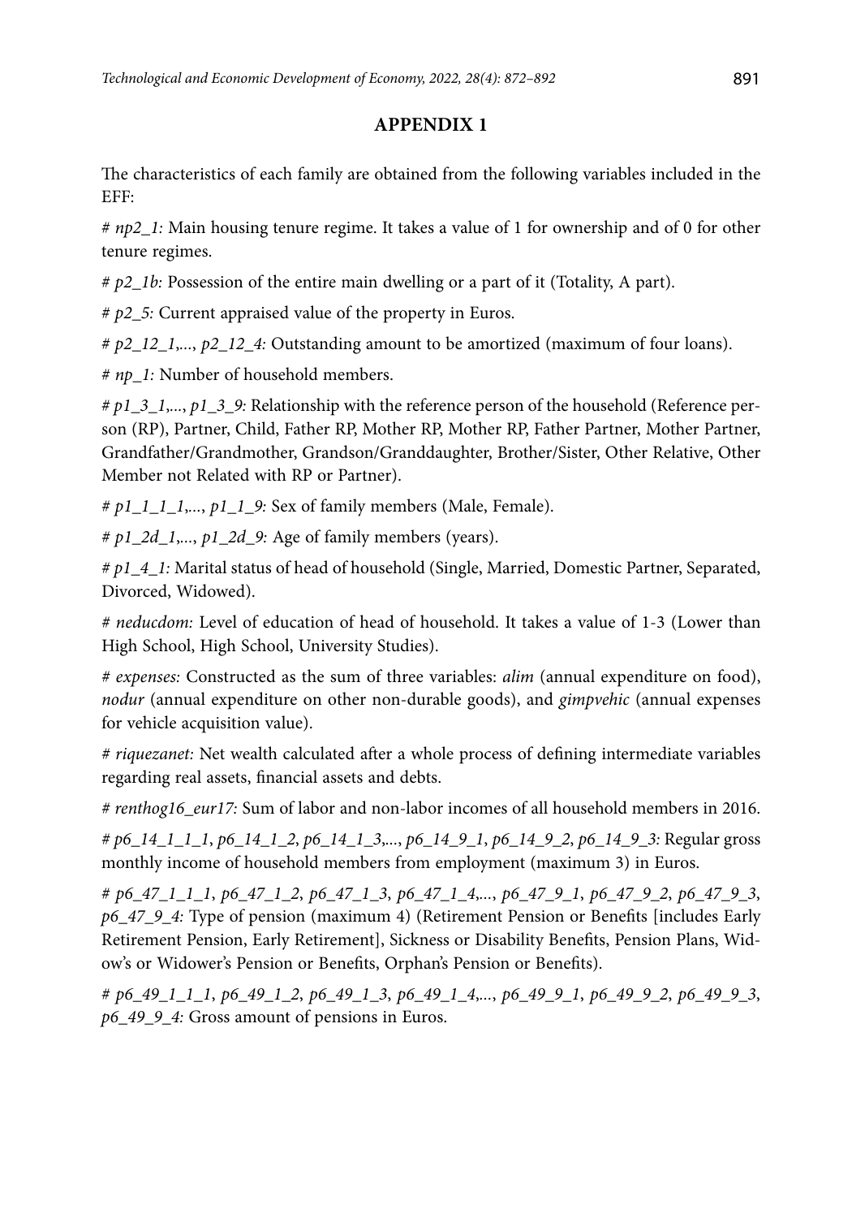## APPENDIX 1

The characteristics of each family are obtained from the following variables included in the EFF:

# *np2_1:* Main housing tenure regime. It takes a value of 1 for ownership and of 0 for other tenure regimes.

# *p2_1b:* Possession of the entire main dwelling or a part of it (Totality, A part).

# *p2_5:* Current appraised value of the property in Euros.

# *p2_12_1*,..., *p2_12_4:* Outstanding amount to be amortized (maximum of four loans).

# *np_1*: Number of household members.

# *p1_3_1*,..., *p1_3_9:* Relationship with the reference person of the household (Reference person (RP), Partner, Child, Father RP, Mother RP, Mother RP, Father Partner, Mother Partner, Grandfather/Grandmother, Grandson/Granddaughter, Brother/Sister, Other Relative, Other Member not Related with RP or Partner).

# *p1_1_1_1*,..., *p1_1_9:* Sex of family members (Male, Female).

# *p1_2d_1*,..., *p1_2d_9:* Age of family members (years).

# *p1_4_1:* Marital status of head of household (Single, Married, Domestic Partner, Separated, Divorced, Widowed).

# *neducdom:* Level of education of head of household. It takes a value of 1-3 (Lower than High School, High School, University Studies).

# *expenses:* Constructed as the sum of three variables: *alim* (annual expenditure on food), *nodur* (annual expenditure on other non-durable goods), and *gimpvehic* (annual expenses for vehicle acquisition value).

# *riquezanet:* Net wealth calculated after a whole process of defining intermediate variables regarding real assets, financial assets and debts.

# *renthog16_eur17:* Sum of labor and non-labor incomes of all household members in 2016.

# *p6_14_1_1_1*, *p6_14_1_2*, *p6_14_1_3*,..., *p6_14_9_1*, *p6_14_9_2*, *p6_14_9_3:* Regular gross monthly income of household members from employment (maximum 3) in Euros.

# *p6_47_1_1_1*, *p6_47_1_2*, *p6_47_1_3*, *p6_47_1_4*,..., *p6_47_9_1*, *p6_47_9_2*, *p6_47_9_3*, *p6_47_9_4:* Type of pension (maximum 4) (Retirement Pension or Benefits [includes Early Retirement Pension, Early Retirement], Sickness or Disability Benefits, Pension Plans, Widow's or Widower's Pension or Benefits, Orphan's Pension or Benefits).

# *p6_49_1_1_1*, *p6_49_1_2*, *p6_49_1_3*, *p6_49_1_4*,..., *p6_49_9_1*, *p6_49_9_2*, *p6_49_9_3*, *p6_49_9_4:* Gross amount of pensions in Euros.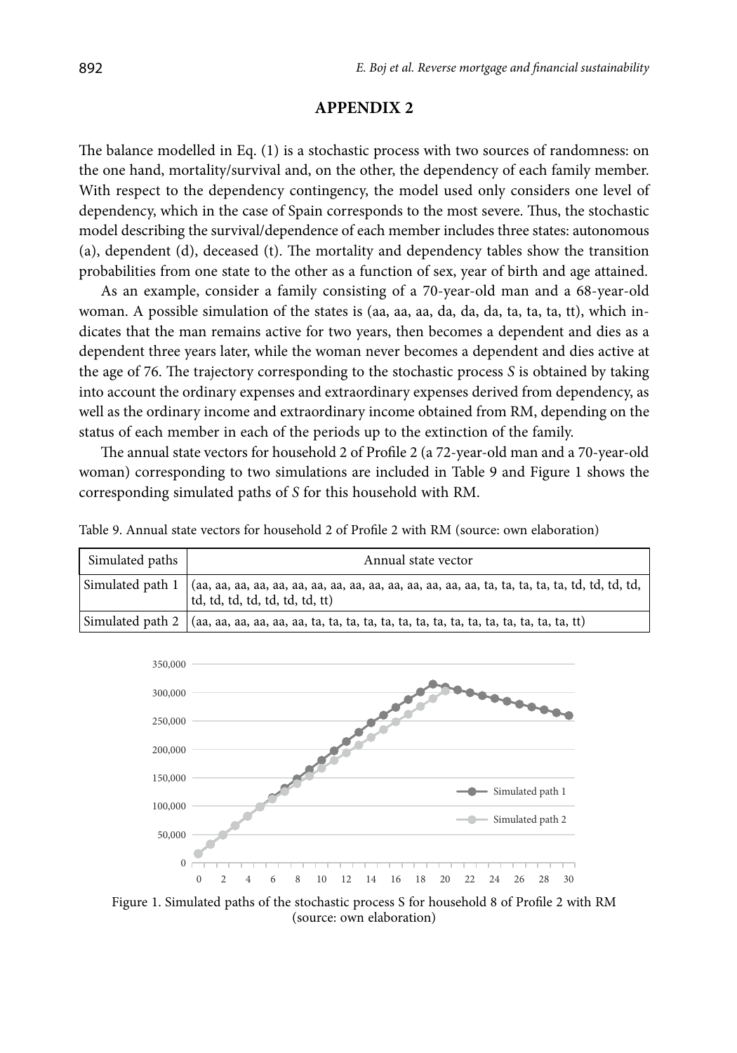## APPENDIX 2

The balance modelled in Eq. (1) is a stochastic process with two sources of randomness: on the one hand, mortality/survival and, on the other, the dependency of each family member. With respect to the dependency contingency, the model used only considers one level of dependency, which in the case of Spain corresponds to the most severe. Thus, the stochastic model describing the survival/dependence of each member includes three states: autonomous (a), dependent (d), deceased (t). The mortality and dependency tables show the transition probabilities from one state to the other as a function of sex, year of birth and age attained.

As an example, consider a family consisting of a 70-year-old man and a 68-year-old woman. A possible simulation of the states is (aa, aa, aa, da, da, da, ta, ta, ta, tt), which indicates that the man remains active for two years, then becomes a dependent and dies as a dependent three years later, while the woman never becomes a dependent and dies active at the age of 76. The trajectory corresponding to the stochastic process *S* is obtained by taking into account the ordinary expenses and extraordinary expenses derived from dependency, as well as the ordinary income and extraordinary income obtained from RM, depending on the status of each member in each of the periods up to the extinction of the family.

The annual state vectors for household 2 of Profile 2 (a 72-year-old man and a 70-year-old woman) corresponding to two simulations are included in Table 9 and Figure 1 shows the corresponding simulated paths of *S* for this household with RM.

Table 9. Annual state vectors for household 2 of Profile 2 with RM (source: own elaboration)

| Simulated paths | Annual state vector |
|---|---|
| Simulated path 1 | (aa, aa, aa, aa, aa, aa, aa, aa, aa, aa, aa, aa, aa, aa, ta, ta, ta, ta, ta, td, td, td, td, td, td, td, td, td, td, tt) |
| Simulated path 2 | (aa, aa, aa, aa, aa, aa, ta, ta, ta, ta, ta, ta, ta, ta, ta, ta, ta, ta, ta, ta, tt) |

350,000
300,000
250,000
200,000
150,000
100,000
50,000
0
0 2 4 6 8 10 12 14 16 18 20 22 24 26 28 30
Simulated path 1
Simulated path 2

Figure 1. Simulated paths of the stochastic process S for household 8 of Profile 2 with RM (source: own elaboration)